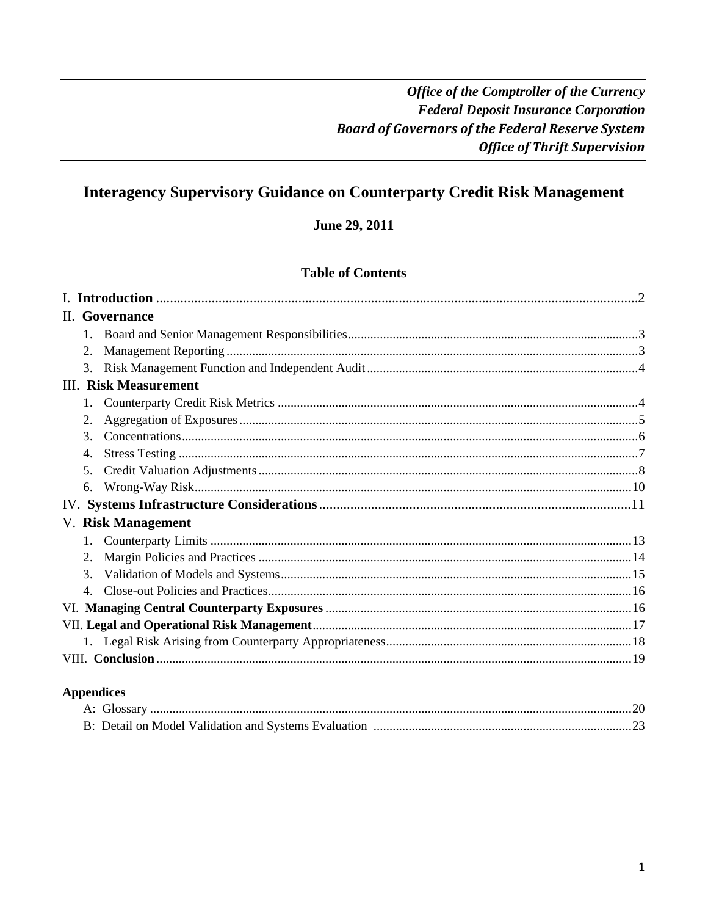*Office of the Comptroller of the Currency*
*Federal Deposit Insurance Corporation*
*Board of Governors of the Federal Reserve System*
*Office of Thrift Supervision*

# Interagency Supervisory Guidance on Counterparty Credit Risk Management

**June 29, 2011**

## Table of Contents

I. **Introduction** ........................................ 2

II. **Governance**

1. Board and Senior Management Responsibilities ........................................ 3
2. Management Reporting ........................................ 3
3. Risk Management Function and Independent Audit ........................................ 4

III. **Risk Measurement**

1. Counterparty Credit Risk Metrics ........................................ 4
2. Aggregation of Exposures ........................................ 5
3. Concentrations ........................................ 6
4. Stress Testing ........................................ 7
5. Credit Valuation Adjustments ........................................ 8
6. Wrong-Way Risk ........................................ 10

IV. **Systems Infrastructure Considerations** ........................................ 11

V. **Risk Management**

1. Counterparty Limits ........................................ 13
2. Margin Policies and Practices ........................................ 14
3. Validation of Models and Systems ........................................ 15
4. Close-out Policies and Practices ........................................ 16

VI. **Managing Central Counterparty Exposures** ........................................ 16

VII. **Legal and Operational Risk Management** ........................................ 17

1. Legal Risk Arising from Counterparty Appropriateness ........................................ 18

VIII. **Conclusion** ........................................ 19

**Appendices**

A: Glossary ........................................ 20

B: Detail on Model Validation and Systems Evaluation ........................................ 23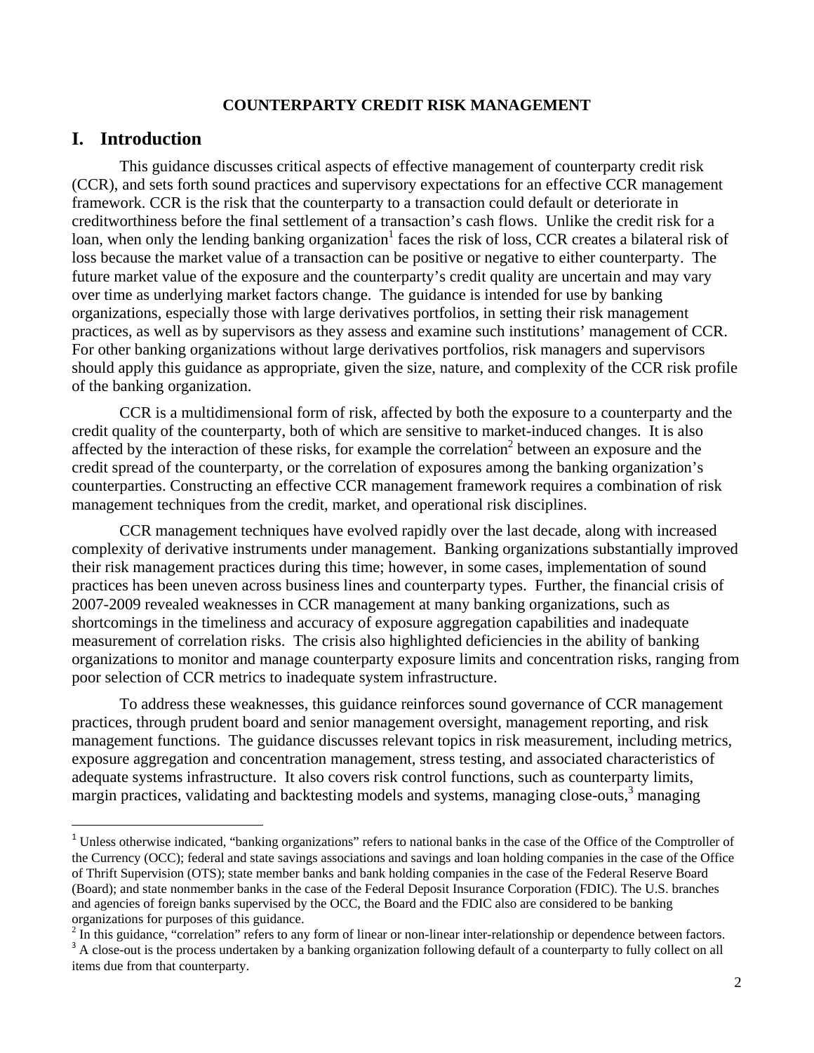**COUNTERPARTY CREDIT RISK MANAGEMENT**

# I. Introduction

This guidance discusses critical aspects of effective management of counterparty credit risk (CCR), and sets forth sound practices and supervisory expectations for an effective CCR management framework. CCR is the risk that the counterparty to a transaction could default or deteriorate in creditworthiness before the final settlement of a transaction's cash flows. Unlike the credit risk for a loan, when only the lending banking organization[1] faces the risk of loss, CCR creates a bilateral risk of loss because the market value of a transaction can be positive or negative to either counterparty. The future market value of the exposure and the counterparty's credit quality are uncertain and may vary over time as underlying market factors change. The guidance is intended for use by banking organizations, especially those with large derivatives portfolios, in setting their risk management practices, as well as by supervisors as they assess and examine such institutions' management of CCR. For other banking organizations without large derivatives portfolios, risk managers and supervisors should apply this guidance as appropriate, given the size, nature, and complexity of the CCR risk profile of the banking organization.

CCR is a multidimensional form of risk, affected by both the exposure to a counterparty and the credit quality of the counterparty, both of which are sensitive to market-induced changes. It is also affected by the interaction of these risks, for example the correlation[2] between an exposure and the credit spread of the counterparty, or the correlation of exposures among the banking organization's counterparties. Constructing an effective CCR management framework requires a combination of risk management techniques from the credit, market, and operational risk disciplines.

CCR management techniques have evolved rapidly over the last decade, along with increased complexity of derivative instruments under management. Banking organizations substantially improved their risk management practices during this time; however, in some cases, implementation of sound practices has been uneven across business lines and counterparty types. Further, the financial crisis of 2007-2009 revealed weaknesses in CCR management at many banking organizations, such as shortcomings in the timeliness and accuracy of exposure aggregation capabilities and inadequate measurement of correlation risks. The crisis also highlighted deficiencies in the ability of banking organizations to monitor and manage counterparty exposure limits and concentration risks, ranging from poor selection of CCR metrics to inadequate system infrastructure.

To address these weaknesses, this guidance reinforces sound governance of CCR management practices, through prudent board and senior management oversight, management reporting, and risk management functions. The guidance discusses relevant topics in risk measurement, including metrics, exposure aggregation and concentration management, stress testing, and associated characteristics of adequate systems infrastructure. It also covers risk control functions, such as counterparty limits, margin practices, validating and backtesting models and systems, managing close-outs,[3] managing

---

[1] Unless otherwise indicated, "banking organizations" refers to national banks in the case of the Office of the Comptroller of the Currency (OCC); federal and state savings associations and savings and loan holding companies in the case of the Office of Thrift Supervision (OTS); state member banks and bank holding companies in the case of the Federal Reserve Board (Board); and state nonmember banks in the case of the Federal Deposit Insurance Corporation (FDIC). The U.S. branches and agencies of foreign banks supervised by the OCC, the Board and the FDIC also are considered to be banking organizations for purposes of this guidance.

[2] In this guidance, "correlation" refers to any form of linear or non-linear inter-relationship or dependence between factors.

[3] A close-out is the process undertaken by a banking organization following default of a counterparty to fully collect on all items due from that counterparty.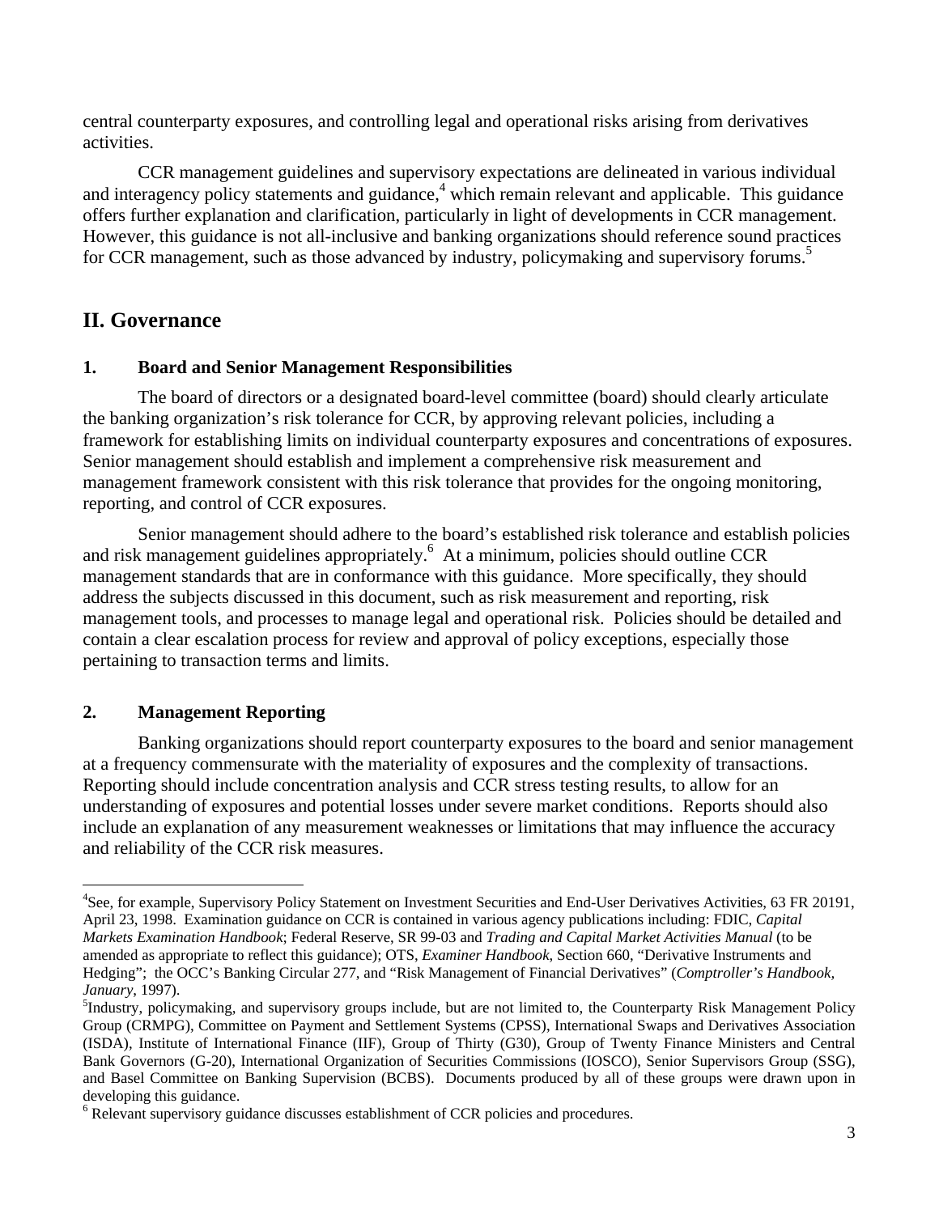central counterparty exposures, and controlling legal and operational risks arising from derivatives activities.

CCR management guidelines and supervisory expectations are delineated in various individual and interagency policy statements and guidance,[4] which remain relevant and applicable. This guidance offers further explanation and clarification, particularly in light of developments in CCR management. However, this guidance is not all-inclusive and banking organizations should reference sound practices for CCR management, such as those advanced by industry, policymaking and supervisory forums.[5]

## II. Governance

### 1. Board and Senior Management Responsibilities

The board of directors or a designated board-level committee (board) should clearly articulate the banking organization's risk tolerance for CCR, by approving relevant policies, including a framework for establishing limits on individual counterparty exposures and concentrations of exposures. Senior management should establish and implement a comprehensive risk measurement and management framework consistent with this risk tolerance that provides for the ongoing monitoring, reporting, and control of CCR exposures.

Senior management should adhere to the board's established risk tolerance and establish policies and risk management guidelines appropriately.[6] At a minimum, policies should outline CCR management standards that are in conformance with this guidance. More specifically, they should address the subjects discussed in this document, such as risk measurement and reporting, risk management tools, and processes to manage legal and operational risk. Policies should be detailed and contain a clear escalation process for review and approval of policy exceptions, especially those pertaining to transaction terms and limits.

### 2. Management Reporting

Banking organizations should report counterparty exposures to the board and senior management at a frequency commensurate with the materiality of exposures and the complexity of transactions. Reporting should include concentration analysis and CCR stress testing results, to allow for an understanding of exposures and potential losses under severe market conditions. Reports should also include an explanation of any measurement weaknesses or limitations that may influence the accuracy and reliability of the CCR risk measures.

---

[4]See, for example, Supervisory Policy Statement on Investment Securities and End-User Derivatives Activities, 63 FR 20191, April 23, 1998. Examination guidance on CCR is contained in various agency publications including: FDIC, *Capital Markets Examination Handbook*; Federal Reserve, SR 99-03 and *Trading and Capital Market Activities Manual* (to be amended as appropriate to reflect this guidance); OTS, *Examiner Handbook*, Section 660, "Derivative Instruments and Hedging"; the OCC's Banking Circular 277, and "Risk Management of Financial Derivatives" (*Comptroller's Handbook, January*, 1997).

[5]Industry, policymaking, and supervisory groups include, but are not limited to, the Counterparty Risk Management Policy Group (CRMPG), Committee on Payment and Settlement Systems (CPSS), International Swaps and Derivatives Association (ISDA), Institute of International Finance (IIF), Group of Thirty (G30), Group of Twenty Finance Ministers and Central Bank Governors (G-20), International Organization of Securities Commissions (IOSCO), Senior Supervisors Group (SSG), and Basel Committee on Banking Supervision (BCBS). Documents produced by all of these groups were drawn upon in developing this guidance.

[6] Relevant supervisory guidance discusses establishment of CCR policies and procedures.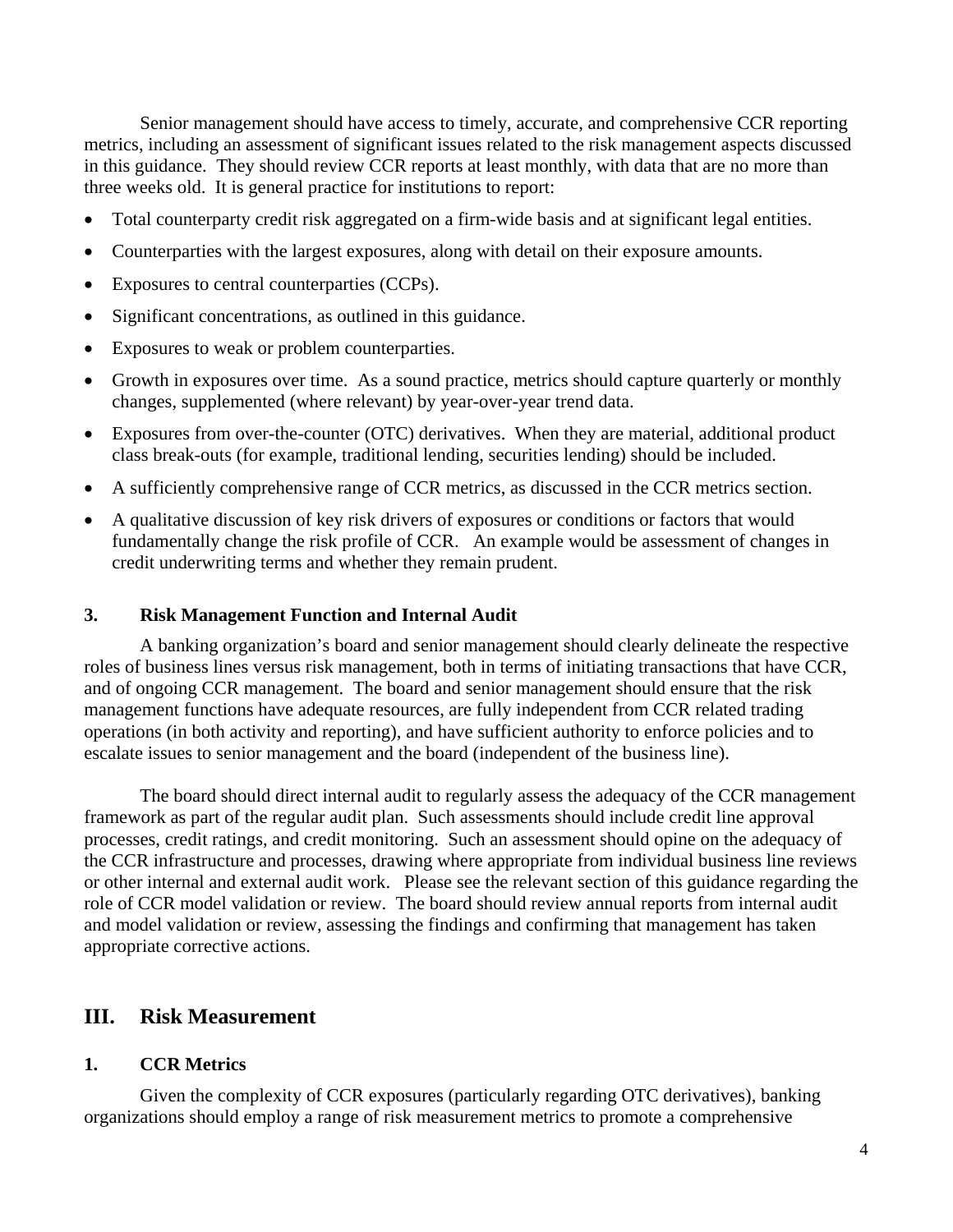Senior management should have access to timely, accurate, and comprehensive CCR reporting metrics, including an assessment of significant issues related to the risk management aspects discussed in this guidance. They should review CCR reports at least monthly, with data that are no more than three weeks old. It is general practice for institutions to report:

- Total counterparty credit risk aggregated on a firm-wide basis and at significant legal entities.
- Counterparties with the largest exposures, along with detail on their exposure amounts.
- Exposures to central counterparties (CCPs).
- Significant concentrations, as outlined in this guidance.
- Exposures to weak or problem counterparties.
- Growth in exposures over time. As a sound practice, metrics should capture quarterly or monthly changes, supplemented (where relevant) by year-over-year trend data.
- Exposures from over-the-counter (OTC) derivatives. When they are material, additional product class break-outs (for example, traditional lending, securities lending) should be included.
- A sufficiently comprehensive range of CCR metrics, as discussed in the CCR metrics section.
- A qualitative discussion of key risk drivers of exposures or conditions or factors that would fundamentally change the risk profile of CCR. An example would be assessment of changes in credit underwriting terms and whether they remain prudent.

### 3. Risk Management Function and Internal Audit

A banking organization's board and senior management should clearly delineate the respective roles of business lines versus risk management, both in terms of initiating transactions that have CCR, and of ongoing CCR management. The board and senior management should ensure that the risk management functions have adequate resources, are fully independent from CCR related trading operations (in both activity and reporting), and have sufficient authority to enforce policies and to escalate issues to senior management and the board (independent of the business line).

The board should direct internal audit to regularly assess the adequacy of the CCR management framework as part of the regular audit plan. Such assessments should include credit line approval processes, credit ratings, and credit monitoring. Such an assessment should opine on the adequacy of the CCR infrastructure and processes, drawing where appropriate from individual business line reviews or other internal and external audit work. Please see the relevant section of this guidance regarding the role of CCR model validation or review. The board should review annual reports from internal audit and model validation or review, assessing the findings and confirming that management has taken appropriate corrective actions.

## III. Risk Measurement

### 1. CCR Metrics

Given the complexity of CCR exposures (particularly regarding OTC derivatives), banking organizations should employ a range of risk measurement metrics to promote a comprehensive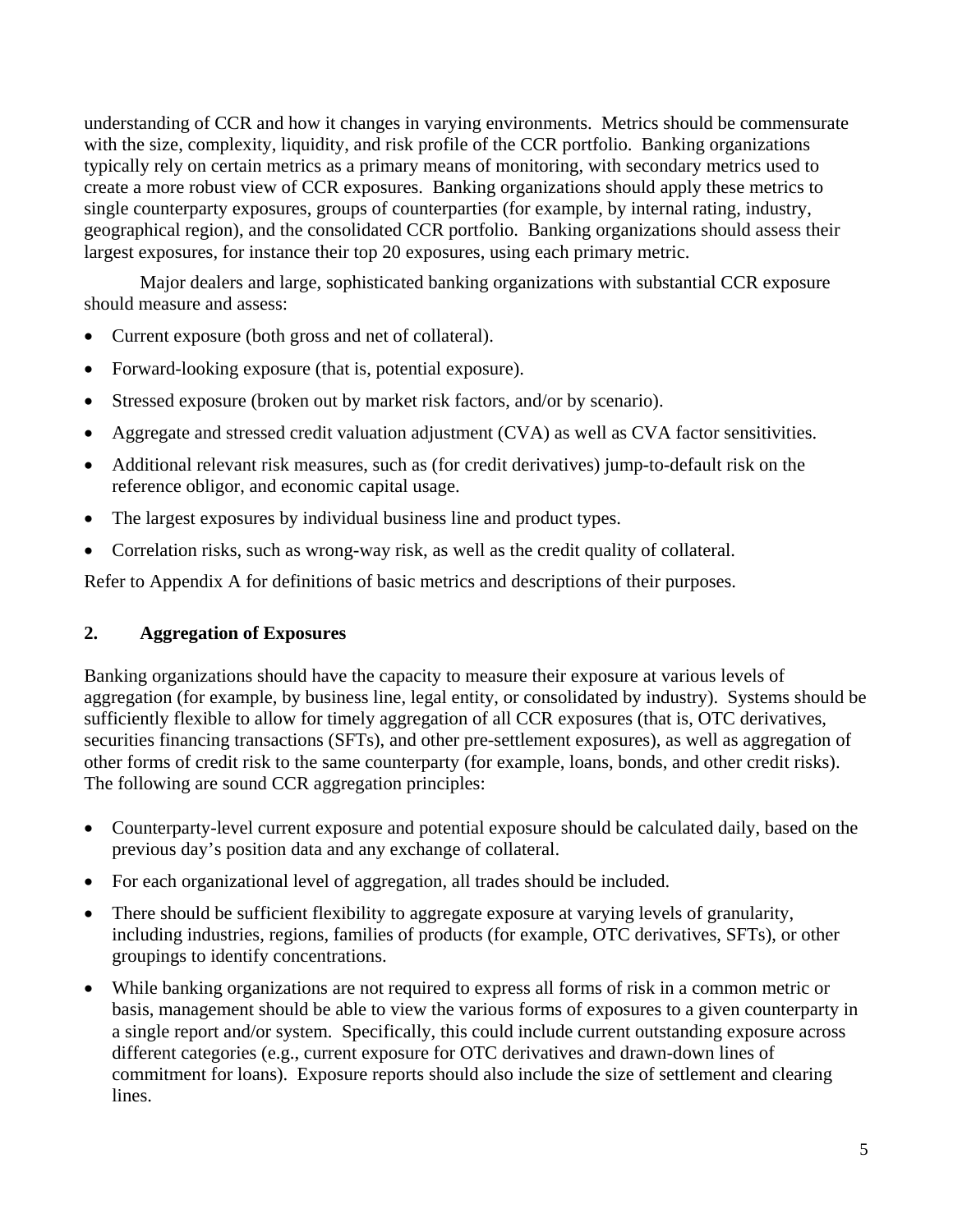understanding of CCR and how it changes in varying environments. Metrics should be commensurate with the size, complexity, liquidity, and risk profile of the CCR portfolio. Banking organizations typically rely on certain metrics as a primary means of monitoring, with secondary metrics used to create a more robust view of CCR exposures. Banking organizations should apply these metrics to single counterparty exposures, groups of counterparties (for example, by internal rating, industry, geographical region), and the consolidated CCR portfolio. Banking organizations should assess their largest exposures, for instance their top 20 exposures, using each primary metric.

Major dealers and large, sophisticated banking organizations with substantial CCR exposure should measure and assess:

- Current exposure (both gross and net of collateral).
- Forward-looking exposure (that is, potential exposure).
- Stressed exposure (broken out by market risk factors, and/or by scenario).
- Aggregate and stressed credit valuation adjustment (CVA) as well as CVA factor sensitivities.
- Additional relevant risk measures, such as (for credit derivatives) jump-to-default risk on the reference obligor, and economic capital usage.
- The largest exposures by individual business line and product types.
- Correlation risks, such as wrong-way risk, as well as the credit quality of collateral.

Refer to Appendix A for definitions of basic metrics and descriptions of their purposes.

## 2. Aggregation of Exposures

Banking organizations should have the capacity to measure their exposure at various levels of aggregation (for example, by business line, legal entity, or consolidated by industry). Systems should be sufficiently flexible to allow for timely aggregation of all CCR exposures (that is, OTC derivatives, securities financing transactions (SFTs), and other pre-settlement exposures), as well as aggregation of other forms of credit risk to the same counterparty (for example, loans, bonds, and other credit risks). The following are sound CCR aggregation principles:

- Counterparty-level current exposure and potential exposure should be calculated daily, based on the previous day's position data and any exchange of collateral.
- For each organizational level of aggregation, all trades should be included.
- There should be sufficient flexibility to aggregate exposure at varying levels of granularity, including industries, regions, families of products (for example, OTC derivatives, SFTs), or other groupings to identify concentrations.
- While banking organizations are not required to express all forms of risk in a common metric or basis, management should be able to view the various forms of exposures to a given counterparty in a single report and/or system. Specifically, this could include current outstanding exposure across different categories (e.g., current exposure for OTC derivatives and drawn-down lines of commitment for loans). Exposure reports should also include the size of settlement and clearing lines.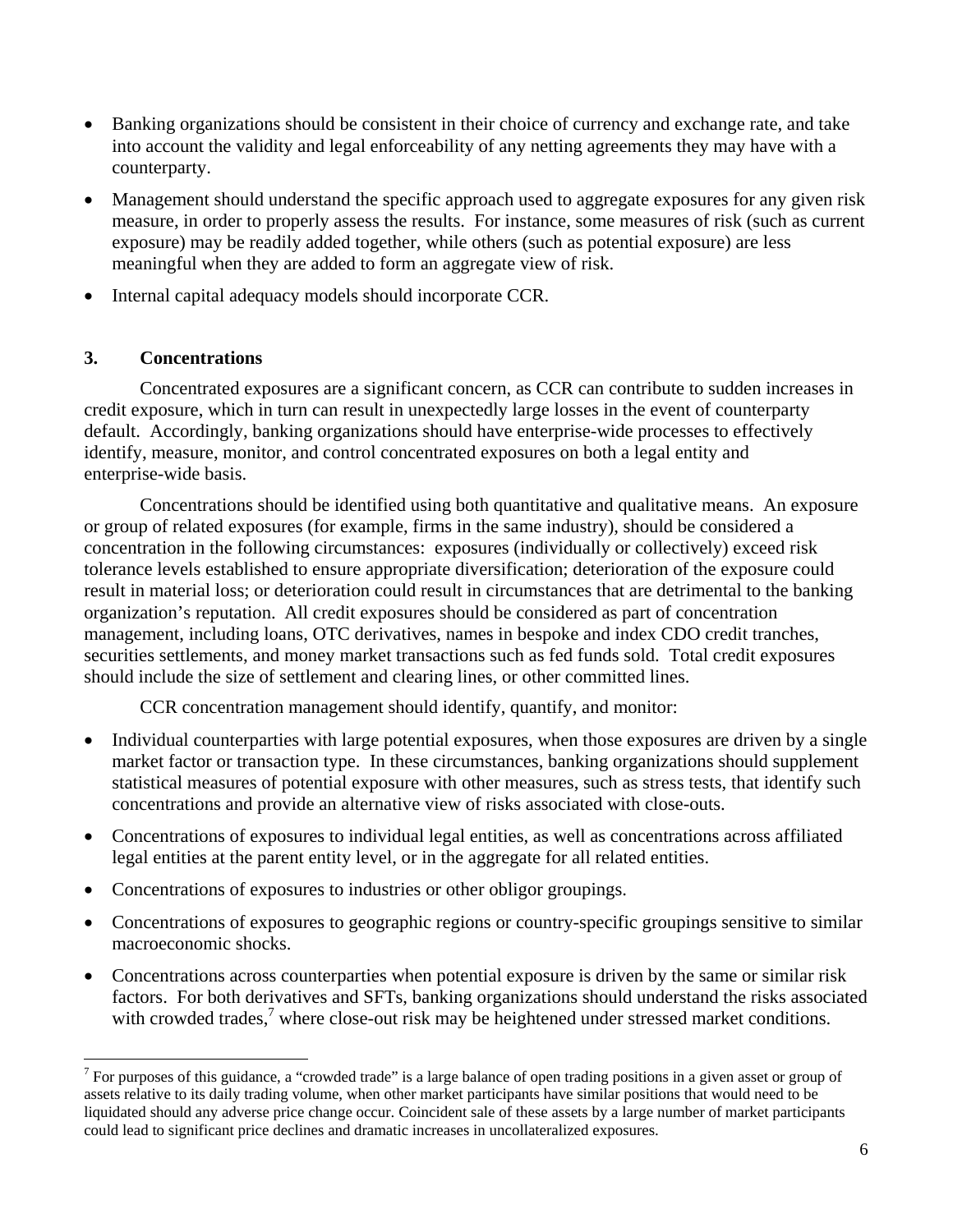- Banking organizations should be consistent in their choice of currency and exchange rate, and take into account the validity and legal enforceability of any netting agreements they may have with a counterparty.
- Management should understand the specific approach used to aggregate exposures for any given risk measure, in order to properly assess the results. For instance, some measures of risk (such as current exposure) may be readily added together, while others (such as potential exposure) are less meaningful when they are added to form an aggregate view of risk.
- Internal capital adequacy models should incorporate CCR.

### 3. Concentrations

Concentrated exposures are a significant concern, as CCR can contribute to sudden increases in credit exposure, which in turn can result in unexpectedly large losses in the event of counterparty default. Accordingly, banking organizations should have enterprise-wide processes to effectively identify, measure, monitor, and control concentrated exposures on both a legal entity and enterprise-wide basis.

Concentrations should be identified using both quantitative and qualitative means. An exposure or group of related exposures (for example, firms in the same industry), should be considered a concentration in the following circumstances: exposures (individually or collectively) exceed risk tolerance levels established to ensure appropriate diversification; deterioration of the exposure could result in material loss; or deterioration could result in circumstances that are detrimental to the banking organization's reputation. All credit exposures should be considered as part of concentration management, including loans, OTC derivatives, names in bespoke and index CDO credit tranches, securities settlements, and money market transactions such as fed funds sold. Total credit exposures should include the size of settlement and clearing lines, or other committed lines.

CCR concentration management should identify, quantify, and monitor:

- Individual counterparties with large potential exposures, when those exposures are driven by a single market factor or transaction type. In these circumstances, banking organizations should supplement statistical measures of potential exposure with other measures, such as stress tests, that identify such concentrations and provide an alternative view of risks associated with close-outs.
- Concentrations of exposures to individual legal entities, as well as concentrations across affiliated legal entities at the parent entity level, or in the aggregate for all related entities.
- Concentrations of exposures to industries or other obligor groupings.
- Concentrations of exposures to geographic regions or country-specific groupings sensitive to similar macroeconomic shocks.
- Concentrations across counterparties when potential exposure is driven by the same or similar risk factors. For both derivatives and SFTs, banking organizations should understand the risks associated with crowded trades,[7] where close-out risk may be heightened under stressed market conditions.

---

[7] For purposes of this guidance, a "crowded trade" is a large balance of open trading positions in a given asset or group of assets relative to its daily trading volume, when other market participants have similar positions that would need to be liquidated should any adverse price change occur. Coincident sale of these assets by a large number of market participants could lead to significant price declines and dramatic increases in uncollateralized exposures.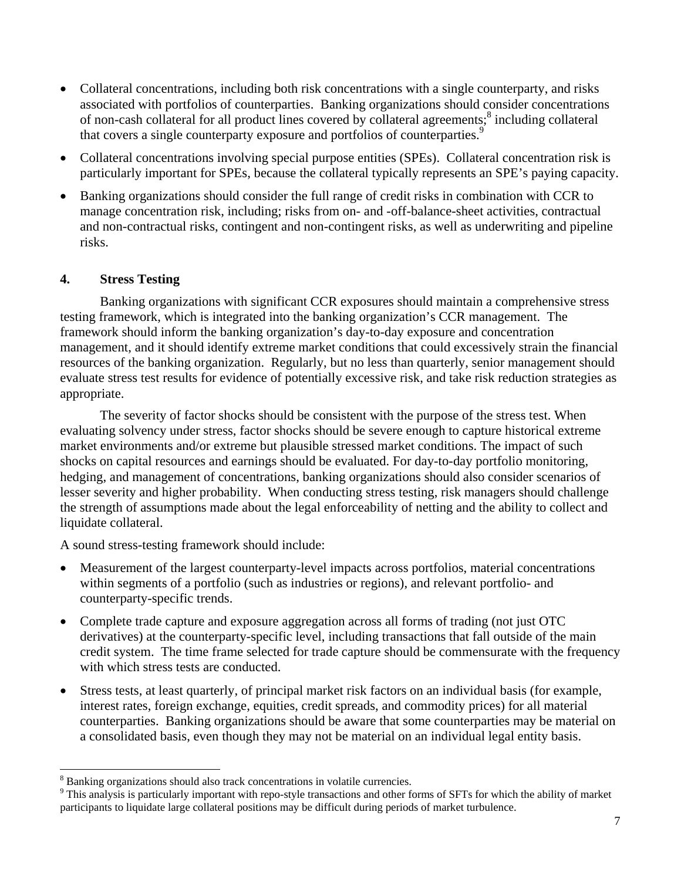- Collateral concentrations, including both risk concentrations with a single counterparty, and risks associated with portfolios of counterparties. Banking organizations should consider concentrations of non-cash collateral for all product lines covered by collateral agreements;[8] including collateral that covers a single counterparty exposure and portfolios of counterparties.[9]
- Collateral concentrations involving special purpose entities (SPEs). Collateral concentration risk is particularly important for SPEs, because the collateral typically represents an SPE's paying capacity.
- Banking organizations should consider the full range of credit risks in combination with CCR to manage concentration risk, including; risks from on- and -off-balance-sheet activities, contractual and non-contractual risks, contingent and non-contingent risks, as well as underwriting and pipeline risks.

## 4. Stress Testing

Banking organizations with significant CCR exposures should maintain a comprehensive stress testing framework, which is integrated into the banking organization's CCR management. The framework should inform the banking organization's day-to-day exposure and concentration management, and it should identify extreme market conditions that could excessively strain the financial resources of the banking organization. Regularly, but no less than quarterly, senior management should evaluate stress test results for evidence of potentially excessive risk, and take risk reduction strategies as appropriate.

The severity of factor shocks should be consistent with the purpose of the stress test. When evaluating solvency under stress, factor shocks should be severe enough to capture historical extreme market environments and/or extreme but plausible stressed market conditions. The impact of such shocks on capital resources and earnings should be evaluated. For day-to-day portfolio monitoring, hedging, and management of concentrations, banking organizations should also consider scenarios of lesser severity and higher probability. When conducting stress testing, risk managers should challenge the strength of assumptions made about the legal enforceability of netting and the ability to collect and liquidate collateral.

A sound stress-testing framework should include:

- Measurement of the largest counterparty-level impacts across portfolios, material concentrations within segments of a portfolio (such as industries or regions), and relevant portfolio- and counterparty-specific trends.
- Complete trade capture and exposure aggregation across all forms of trading (not just OTC derivatives) at the counterparty-specific level, including transactions that fall outside of the main credit system. The time frame selected for trade capture should be commensurate with the frequency with which stress tests are conducted.
- Stress tests, at least quarterly, of principal market risk factors on an individual basis (for example, interest rates, foreign exchange, equities, credit spreads, and commodity prices) for all material counterparties. Banking organizations should be aware that some counterparties may be material on a consolidated basis, even though they may not be material on an individual legal entity basis.

---

[8] Banking organizations should also track concentrations in volatile currencies.

[9] This analysis is particularly important with repo-style transactions and other forms of SFTs for which the ability of market participants to liquidate large collateral positions may be difficult during periods of market turbulence.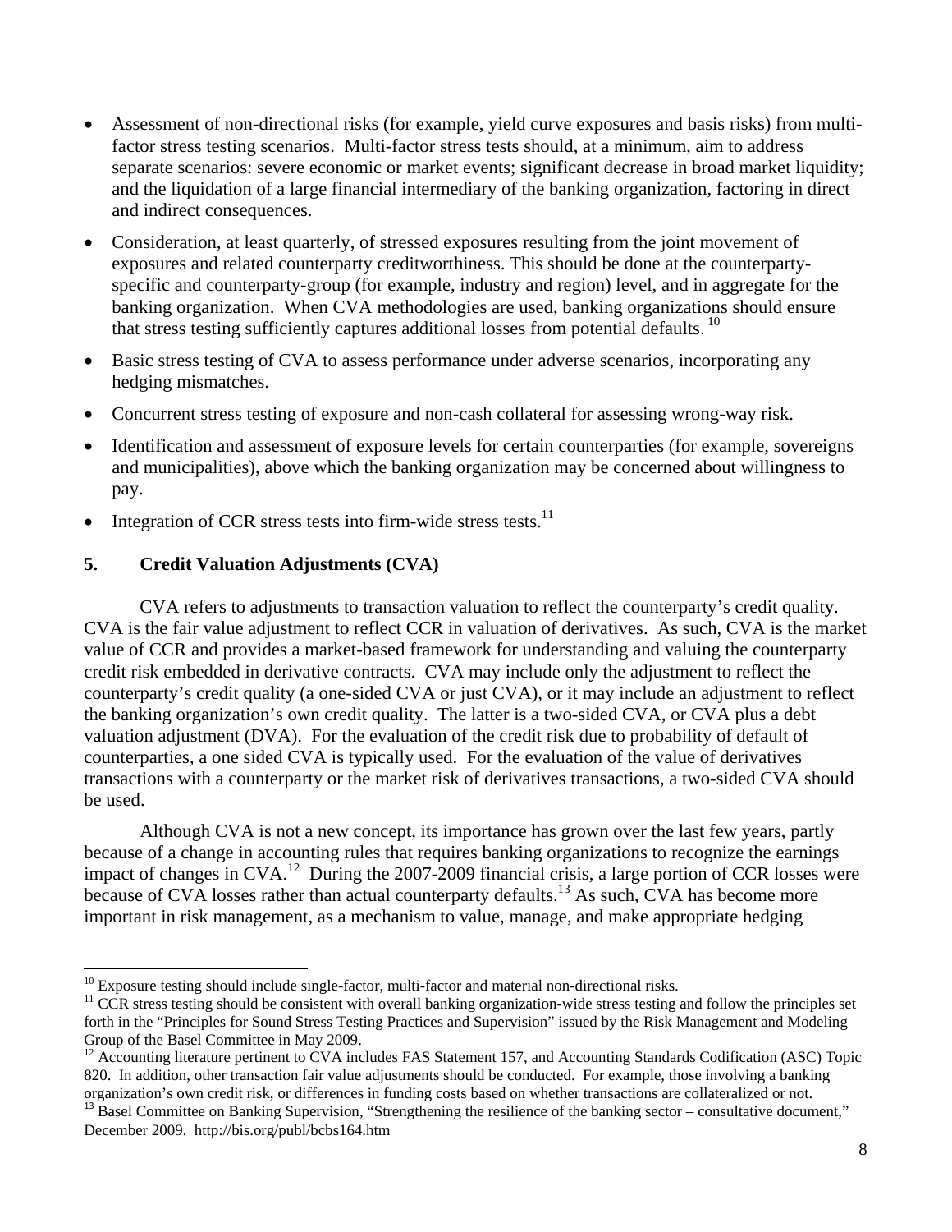- Assessment of non-directional risks (for example, yield curve exposures and basis risks) from multi-factor stress testing scenarios. Multi-factor stress tests should, at a minimum, aim to address separate scenarios: severe economic or market events; significant decrease in broad market liquidity; and the liquidation of a large financial intermediary of the banking organization, factoring in direct and indirect consequences.
- Consideration, at least quarterly, of stressed exposures resulting from the joint movement of exposures and related counterparty creditworthiness. This should be done at the counterparty-specific and counterparty-group (for example, industry and region) level, and in aggregate for the banking organization. When CVA methodologies are used, banking organizations should ensure that stress testing sufficiently captures additional losses from potential defaults. [10]
- Basic stress testing of CVA to assess performance under adverse scenarios, incorporating any hedging mismatches.
- Concurrent stress testing of exposure and non-cash collateral for assessing wrong-way risk.
- Identification and assessment of exposure levels for certain counterparties (for example, sovereigns and municipalities), above which the banking organization may be concerned about willingness to pay.
- Integration of CCR stress tests into firm-wide stress tests.[11]

## 5. Credit Valuation Adjustments (CVA)

CVA refers to adjustments to transaction valuation to reflect the counterparty's credit quality. CVA is the fair value adjustment to reflect CCR in valuation of derivatives. As such, CVA is the market value of CCR and provides a market-based framework for understanding and valuing the counterparty credit risk embedded in derivative contracts. CVA may include only the adjustment to reflect the counterparty's credit quality (a one-sided CVA or just CVA), or it may include an adjustment to reflect the banking organization's own credit quality. The latter is a two-sided CVA, or CVA plus a debt valuation adjustment (DVA). For the evaluation of the credit risk due to probability of default of counterparties, a one sided CVA is typically used. For the evaluation of the value of derivatives transactions with a counterparty or the market risk of derivatives transactions, a two-sided CVA should be used.

Although CVA is not a new concept, its importance has grown over the last few years, partly because of a change in accounting rules that requires banking organizations to recognize the earnings impact of changes in CVA.[12] During the 2007-2009 financial crisis, a large portion of CCR losses were because of CVA losses rather than actual counterparty defaults.[13] As such, CVA has become more important in risk management, as a mechanism to value, manage, and make appropriate hedging

---

[10] Exposure testing should include single-factor, multi-factor and material non-directional risks.

[11] CCR stress testing should be consistent with overall banking organization-wide stress testing and follow the principles set forth in the "Principles for Sound Stress Testing Practices and Supervision" issued by the Risk Management and Modeling Group of the Basel Committee in May 2009.

[12] Accounting literature pertinent to CVA includes FAS Statement 157, and Accounting Standards Codification (ASC) Topic 820. In addition, other transaction fair value adjustments should be conducted. For example, those involving a banking organization's own credit risk, or differences in funding costs based on whether transactions are collateralized or not.

[13] Basel Committee on Banking Supervision, "Strengthening the resilience of the banking sector – consultative document," December 2009. http://bis.org/publ/bcbs164.htm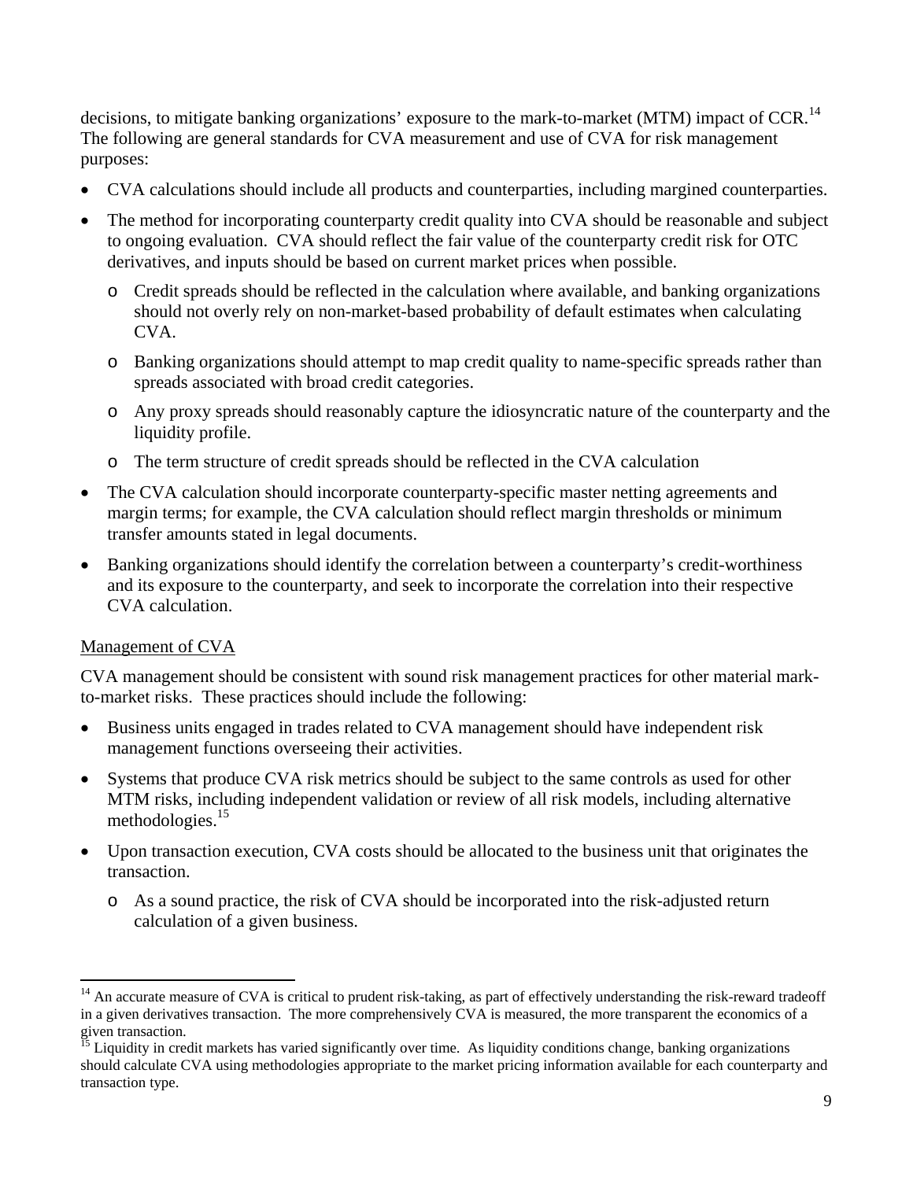decisions, to mitigate banking organizations' exposure to the mark-to-market (MTM) impact of CCR.[14] The following are general standards for CVA measurement and use of CVA for risk management purposes:

- CVA calculations should include all products and counterparties, including margined counterparties.
- The method for incorporating counterparty credit quality into CVA should be reasonable and subject to ongoing evaluation. CVA should reflect the fair value of the counterparty credit risk for OTC derivatives, and inputs should be based on current market prices when possible.
  - Credit spreads should be reflected in the calculation where available, and banking organizations should not overly rely on non-market-based probability of default estimates when calculating CVA.
  - Banking organizations should attempt to map credit quality to name-specific spreads rather than spreads associated with broad credit categories.
  - Any proxy spreads should reasonably capture the idiosyncratic nature of the counterparty and the liquidity profile.
  - The term structure of credit spreads should be reflected in the CVA calculation
- The CVA calculation should incorporate counterparty-specific master netting agreements and margin terms; for example, the CVA calculation should reflect margin thresholds or minimum transfer amounts stated in legal documents.
- Banking organizations should identify the correlation between a counterparty's credit-worthiness and its exposure to the counterparty, and seek to incorporate the correlation into their respective CVA calculation.

Management of CVA

CVA management should be consistent with sound risk management practices for other material mark-to-market risks. These practices should include the following:

- Business units engaged in trades related to CVA management should have independent risk management functions overseeing their activities.
- Systems that produce CVA risk metrics should be subject to the same controls as used for other MTM risks, including independent validation or review of all risk models, including alternative methodologies.[15]
- Upon transaction execution, CVA costs should be allocated to the business unit that originates the transaction.
  - As a sound practice, the risk of CVA should be incorporated into the risk-adjusted return calculation of a given business.

---

[14] An accurate measure of CVA is critical to prudent risk-taking, as part of effectively understanding the risk-reward tradeoff in a given derivatives transaction. The more comprehensively CVA is measured, the more transparent the economics of a given transaction.

[15] Liquidity in credit markets has varied significantly over time. As liquidity conditions change, banking organizations should calculate CVA using methodologies appropriate to the market pricing information available for each counterparty and transaction type.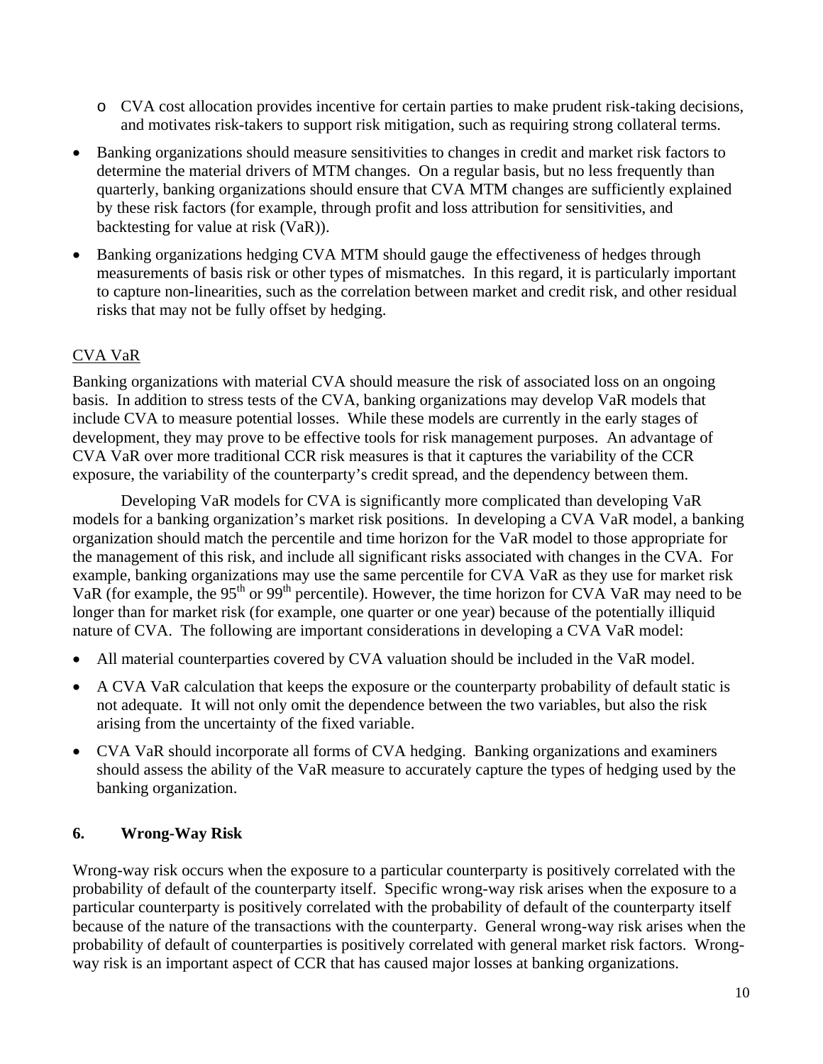- CVA cost allocation provides incentive for certain parties to make prudent risk-taking decisions, and motivates risk-takers to support risk mitigation, such as requiring strong collateral terms.

- Banking organizations should measure sensitivities to changes in credit and market risk factors to determine the material drivers of MTM changes. On a regular basis, but no less frequently than quarterly, banking organizations should ensure that CVA MTM changes are sufficiently explained by these risk factors (for example, through profit and loss attribution for sensitivities, and backtesting for value at risk (VaR)).

- Banking organizations hedging CVA MTM should gauge the effectiveness of hedges through measurements of basis risk or other types of mismatches. In this regard, it is particularly important to capture non-linearities, such as the correlation between market and credit risk, and other residual risks that may not be fully offset by hedging.

CVA VaR

Banking organizations with material CVA should measure the risk of associated loss on an ongoing basis. In addition to stress tests of the CVA, banking organizations may develop VaR models that include CVA to measure potential losses. While these models are currently in the early stages of development, they may prove to be effective tools for risk management purposes. An advantage of CVA VaR over more traditional CCR risk measures is that it captures the variability of the CCR exposure, the variability of the counterparty's credit spread, and the dependency between them.

Developing VaR models for CVA is significantly more complicated than developing VaR models for a banking organization's market risk positions. In developing a CVA VaR model, a banking organization should match the percentile and time horizon for the VaR model to those appropriate for the management of this risk, and include all significant risks associated with changes in the CVA. For example, banking organizations may use the same percentile for CVA VaR as they use for market risk VaR (for example, the 95th or 99th percentile). However, the time horizon for CVA VaR may need to be longer than for market risk (for example, one quarter or one year) because of the potentially illiquid nature of CVA. The following are important considerations in developing a CVA VaR model:

- All material counterparties covered by CVA valuation should be included in the VaR model.
- A CVA VaR calculation that keeps the exposure or the counterparty probability of default static is not adequate. It will not only omit the dependence between the two variables, but also the risk arising from the uncertainty of the fixed variable.
- CVA VaR should incorporate all forms of CVA hedging. Banking organizations and examiners should assess the ability of the VaR measure to accurately capture the types of hedging used by the banking organization.

## 6. Wrong-Way Risk

Wrong-way risk occurs when the exposure to a particular counterparty is positively correlated with the probability of default of the counterparty itself. Specific wrong-way risk arises when the exposure to a particular counterparty is positively correlated with the probability of default of the counterparty itself because of the nature of the transactions with the counterparty. General wrong-way risk arises when the probability of default of counterparties is positively correlated with general market risk factors. Wrong-way risk is an important aspect of CCR that has caused major losses at banking organizations.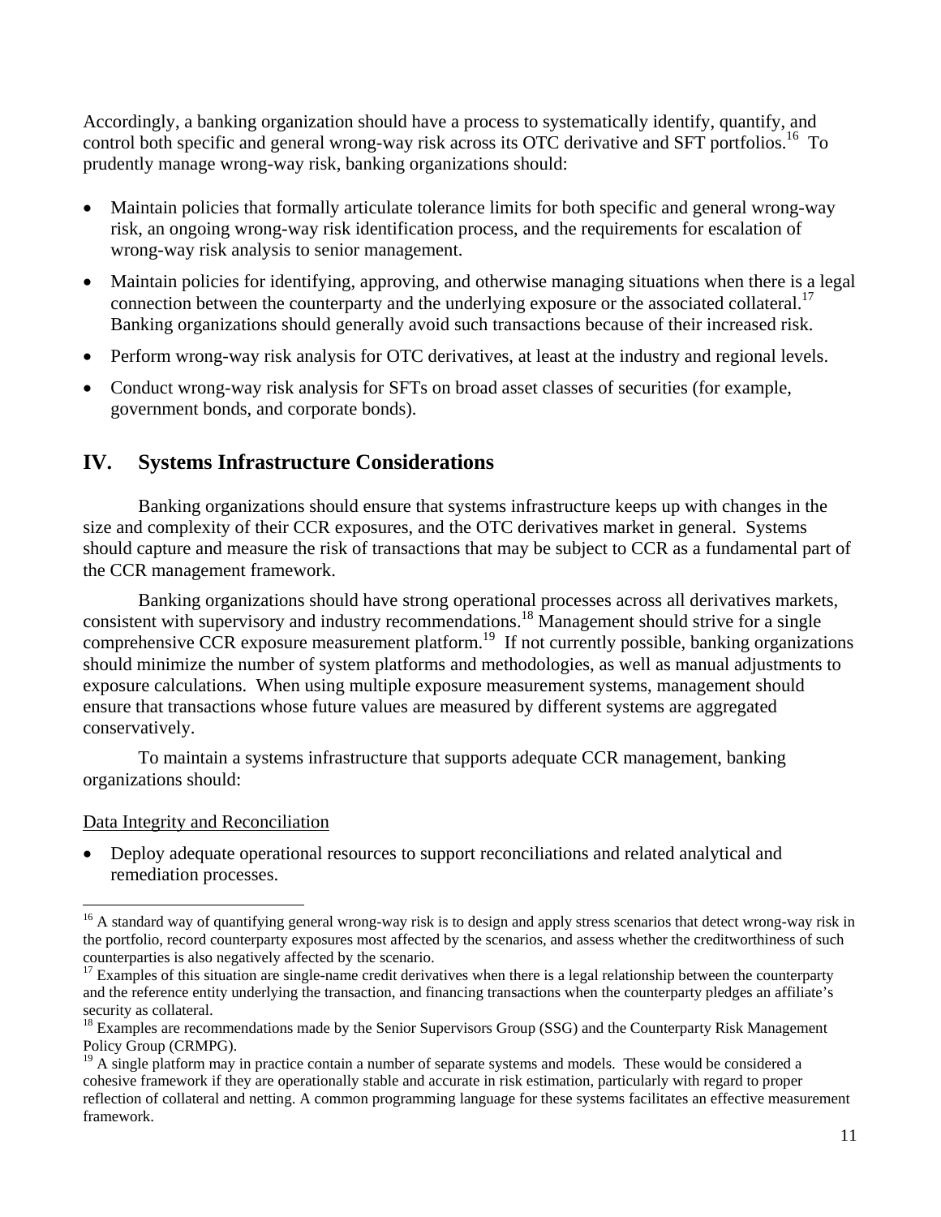Accordingly, a banking organization should have a process to systematically identify, quantify, and control both specific and general wrong-way risk across its OTC derivative and SFT portfolios.[16] To prudently manage wrong-way risk, banking organizations should:

- Maintain policies that formally articulate tolerance limits for both specific and general wrong-way risk, an ongoing wrong-way risk identification process, and the requirements for escalation of wrong-way risk analysis to senior management.
- Maintain policies for identifying, approving, and otherwise managing situations when there is a legal connection between the counterparty and the underlying exposure or the associated collateral.[17] Banking organizations should generally avoid such transactions because of their increased risk.
- Perform wrong-way risk analysis for OTC derivatives, at least at the industry and regional levels.
- Conduct wrong-way risk analysis for SFTs on broad asset classes of securities (for example, government bonds, and corporate bonds).

## IV. Systems Infrastructure Considerations

Banking organizations should ensure that systems infrastructure keeps up with changes in the size and complexity of their CCR exposures, and the OTC derivatives market in general. Systems should capture and measure the risk of transactions that may be subject to CCR as a fundamental part of the CCR management framework.

Banking organizations should have strong operational processes across all derivatives markets, consistent with supervisory and industry recommendations.[18] Management should strive for a single comprehensive CCR exposure measurement platform.[19] If not currently possible, banking organizations should minimize the number of system platforms and methodologies, as well as manual adjustments to exposure calculations. When using multiple exposure measurement systems, management should ensure that transactions whose future values are measured by different systems are aggregated conservatively.

To maintain a systems infrastructure that supports adequate CCR management, banking organizations should:

Data Integrity and Reconciliation

- Deploy adequate operational resources to support reconciliations and related analytical and remediation processes.

---

[16] A standard way of quantifying general wrong-way risk is to design and apply stress scenarios that detect wrong-way risk in the portfolio, record counterparty exposures most affected by the scenarios, and assess whether the creditworthiness of such counterparties is also negatively affected by the scenario.

[17] Examples of this situation are single-name credit derivatives when there is a legal relationship between the counterparty and the reference entity underlying the transaction, and financing transactions when the counterparty pledges an affiliate's security as collateral.

[18] Examples are recommendations made by the Senior Supervisors Group (SSG) and the Counterparty Risk Management Policy Group (CRMPG).

[19] A single platform may in practice contain a number of separate systems and models. These would be considered a cohesive framework if they are operationally stable and accurate in risk estimation, particularly with regard to proper reflection of collateral and netting. A common programming language for these systems facilitates an effective measurement framework.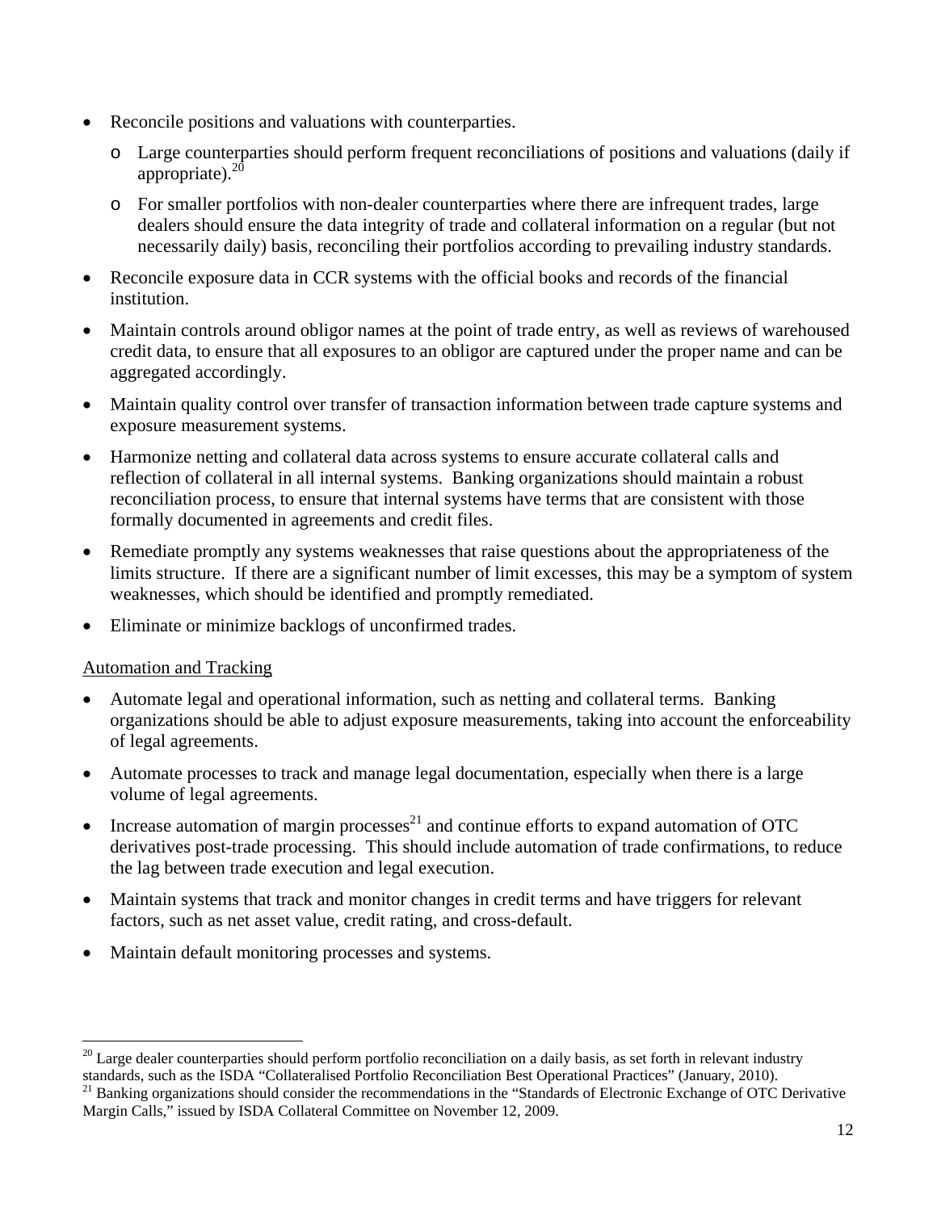- Reconcile positions and valuations with counterparties.
  - Large counterparties should perform frequent reconciliations of positions and valuations (daily if appropriate).[20]
  - For smaller portfolios with non-dealer counterparties where there are infrequent trades, large dealers should ensure the data integrity of trade and collateral information on a regular (but not necessarily daily) basis, reconciling their portfolios according to prevailing industry standards.
- Reconcile exposure data in CCR systems with the official books and records of the financial institution.
- Maintain controls around obligor names at the point of trade entry, as well as reviews of warehoused credit data, to ensure that all exposures to an obligor are captured under the proper name and can be aggregated accordingly.
- Maintain quality control over transfer of transaction information between trade capture systems and exposure measurement systems.
- Harmonize netting and collateral data across systems to ensure accurate collateral calls and reflection of collateral in all internal systems. Banking organizations should maintain a robust reconciliation process, to ensure that internal systems have terms that are consistent with those formally documented in agreements and credit files.
- Remediate promptly any systems weaknesses that raise questions about the appropriateness of the limits structure. If there are a significant number of limit excesses, this may be a symptom of system weaknesses, which should be identified and promptly remediated.
- Eliminate or minimize backlogs of unconfirmed trades.

Automation and Tracking

- Automate legal and operational information, such as netting and collateral terms. Banking organizations should be able to adjust exposure measurements, taking into account the enforceability of legal agreements.
- Automate processes to track and manage legal documentation, especially when there is a large volume of legal agreements.
- Increase automation of margin processes[21] and continue efforts to expand automation of OTC derivatives post-trade processing. This should include automation of trade confirmations, to reduce the lag between trade execution and legal execution.
- Maintain systems that track and monitor changes in credit terms and have triggers for relevant factors, such as net asset value, credit rating, and cross-default.
- Maintain default monitoring processes and systems.

---

[20] Large dealer counterparties should perform portfolio reconciliation on a daily basis, as set forth in relevant industry standards, such as the ISDA "Collateralised Portfolio Reconciliation Best Operational Practices" (January, 2010).

[21] Banking organizations should consider the recommendations in the "Standards of Electronic Exchange of OTC Derivative Margin Calls," issued by ISDA Collateral Committee on November 12, 2009.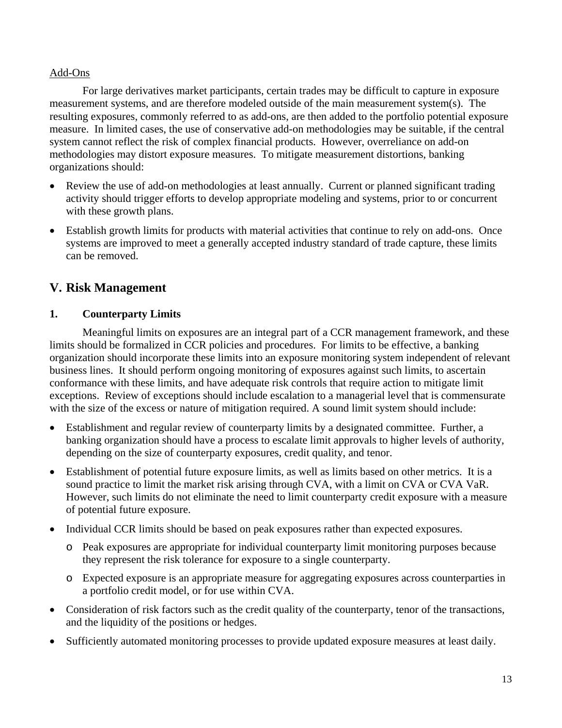Add-Ons

For large derivatives market participants, certain trades may be difficult to capture in exposure measurement systems, and are therefore modeled outside of the main measurement system(s). The resulting exposures, commonly referred to as add-ons, are then added to the portfolio potential exposure measure. In limited cases, the use of conservative add-on methodologies may be suitable, if the central system cannot reflect the risk of complex financial products. However, overreliance on add-on methodologies may distort exposure measures. To mitigate measurement distortions, banking organizations should:

- Review the use of add-on methodologies at least annually. Current or planned significant trading activity should trigger efforts to develop appropriate modeling and systems, prior to or concurrent with these growth plans.
- Establish growth limits for products with material activities that continue to rely on add-ons. Once systems are improved to meet a generally accepted industry standard of trade capture, these limits can be removed.

## V. Risk Management

### 1. Counterparty Limits

Meaningful limits on exposures are an integral part of a CCR management framework, and these limits should be formalized in CCR policies and procedures. For limits to be effective, a banking organization should incorporate these limits into an exposure monitoring system independent of relevant business lines. It should perform ongoing monitoring of exposures against such limits, to ascertain conformance with these limits, and have adequate risk controls that require action to mitigate limit exceptions. Review of exceptions should include escalation to a managerial level that is commensurate with the size of the excess or nature of mitigation required. A sound limit system should include:

- Establishment and regular review of counterparty limits by a designated committee. Further, a banking organization should have a process to escalate limit approvals to higher levels of authority, depending on the size of counterparty exposures, credit quality, and tenor.
- Establishment of potential future exposure limits, as well as limits based on other metrics. It is a sound practice to limit the market risk arising through CVA, with a limit on CVA or CVA VaR. However, such limits do not eliminate the need to limit counterparty credit exposure with a measure of potential future exposure.
- Individual CCR limits should be based on peak exposures rather than expected exposures.
  - Peak exposures are appropriate for individual counterparty limit monitoring purposes because they represent the risk tolerance for exposure to a single counterparty.
  - Expected exposure is an appropriate measure for aggregating exposures across counterparties in a portfolio credit model, or for use within CVA.
- Consideration of risk factors such as the credit quality of the counterparty, tenor of the transactions, and the liquidity of the positions or hedges.
- Sufficiently automated monitoring processes to provide updated exposure measures at least daily.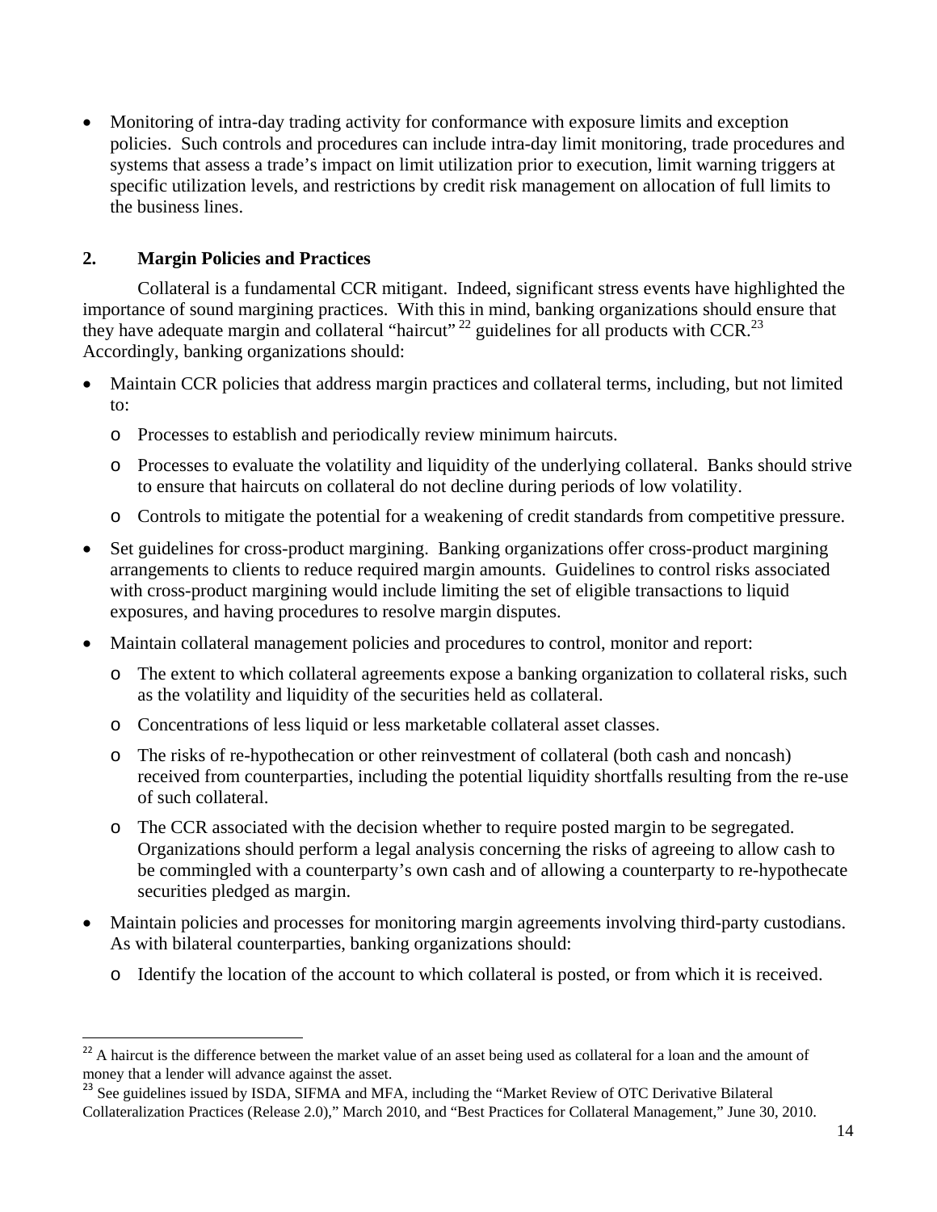- Monitoring of intra-day trading activity for conformance with exposure limits and exception policies. Such controls and procedures can include intra-day limit monitoring, trade procedures and systems that assess a trade's impact on limit utilization prior to execution, limit warning triggers at specific utilization levels, and restrictions by credit risk management on allocation of full limits to the business lines.

## 2. Margin Policies and Practices

Collateral is a fundamental CCR mitigant. Indeed, significant stress events have highlighted the importance of sound margining practices. With this in mind, banking organizations should ensure that they have adequate margin and collateral "haircut" [22] guidelines for all products with CCR.[23] Accordingly, banking organizations should:

- Maintain CCR policies that address margin practices and collateral terms, including, but not limited to:
  - Processes to establish and periodically review minimum haircuts.
  - Processes to evaluate the volatility and liquidity of the underlying collateral. Banks should strive to ensure that haircuts on collateral do not decline during periods of low volatility.
  - Controls to mitigate the potential for a weakening of credit standards from competitive pressure.
- Set guidelines for cross-product margining. Banking organizations offer cross-product margining arrangements to clients to reduce required margin amounts. Guidelines to control risks associated with cross-product margining would include limiting the set of eligible transactions to liquid exposures, and having procedures to resolve margin disputes.
- Maintain collateral management policies and procedures to control, monitor and report:
  - The extent to which collateral agreements expose a banking organization to collateral risks, such as the volatility and liquidity of the securities held as collateral.
  - Concentrations of less liquid or less marketable collateral asset classes.
  - The risks of re-hypothecation or other reinvestment of collateral (both cash and noncash) received from counterparties, including the potential liquidity shortfalls resulting from the re-use of such collateral.
  - The CCR associated with the decision whether to require posted margin to be segregated. Organizations should perform a legal analysis concerning the risks of agreeing to allow cash to be commingled with a counterparty's own cash and of allowing a counterparty to re-hypothecate securities pledged as margin.
- Maintain policies and processes for monitoring margin agreements involving third-party custodians. As with bilateral counterparties, banking organizations should:
  - Identify the location of the account to which collateral is posted, or from which it is received.

---

[22] A haircut is the difference between the market value of an asset being used as collateral for a loan and the amount of money that a lender will advance against the asset.

[23] See guidelines issued by ISDA, SIFMA and MFA, including the "Market Review of OTC Derivative Bilateral Collateralization Practices (Release 2.0)," March 2010, and "Best Practices for Collateral Management," June 30, 2010.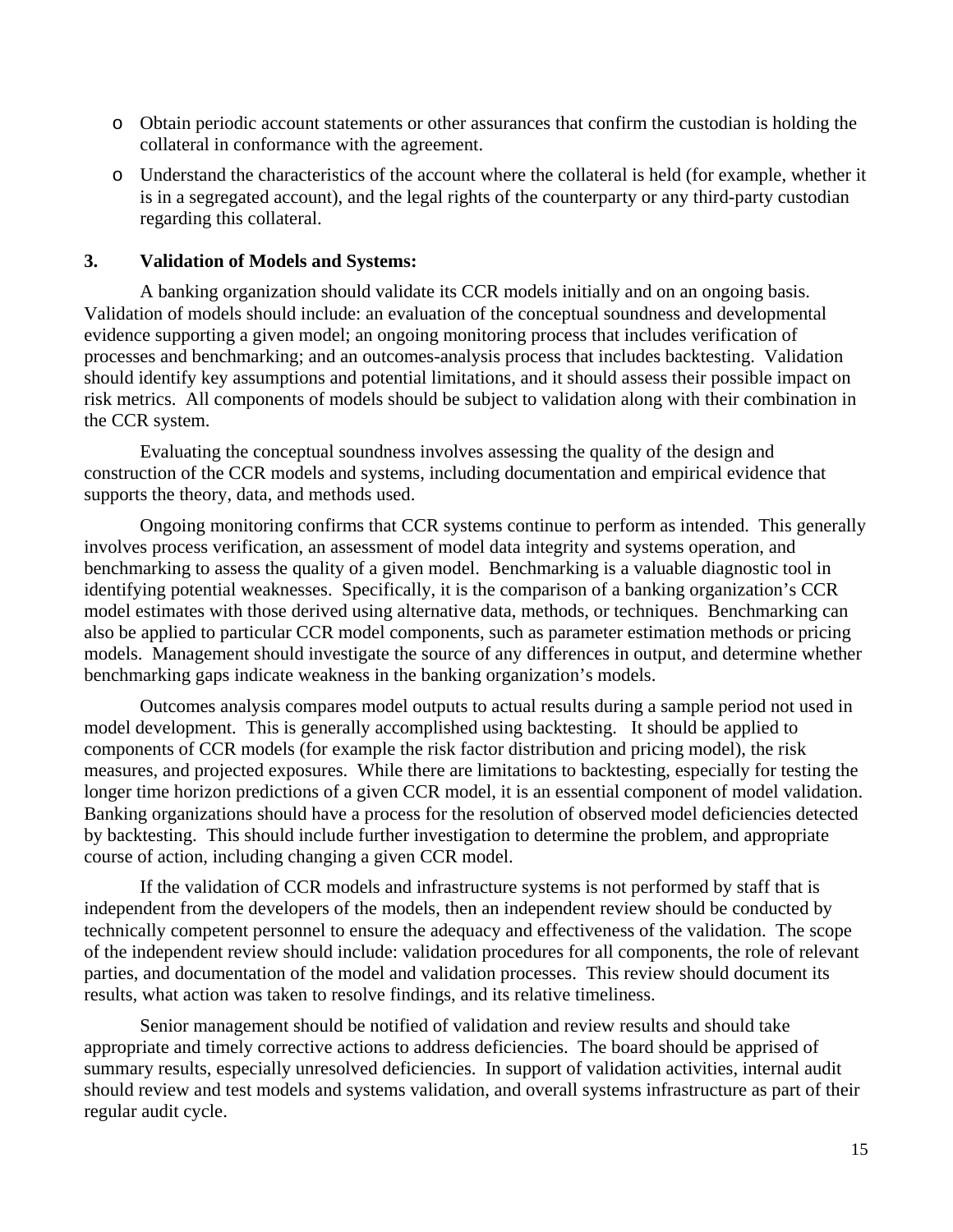- Obtain periodic account statements or other assurances that confirm the custodian is holding the collateral in conformance with the agreement.
- Understand the characteristics of the account where the collateral is held (for example, whether it is in a segregated account), and the legal rights of the counterparty or any third-party custodian regarding this collateral.

**3. Validation of Models and Systems:**

A banking organization should validate its CCR models initially and on an ongoing basis. Validation of models should include: an evaluation of the conceptual soundness and developmental evidence supporting a given model; an ongoing monitoring process that includes verification of processes and benchmarking; and an outcomes-analysis process that includes backtesting. Validation should identify key assumptions and potential limitations, and it should assess their possible impact on risk metrics. All components of models should be subject to validation along with their combination in the CCR system.

Evaluating the conceptual soundness involves assessing the quality of the design and construction of the CCR models and systems, including documentation and empirical evidence that supports the theory, data, and methods used.

Ongoing monitoring confirms that CCR systems continue to perform as intended. This generally involves process verification, an assessment of model data integrity and systems operation, and benchmarking to assess the quality of a given model. Benchmarking is a valuable diagnostic tool in identifying potential weaknesses. Specifically, it is the comparison of a banking organization's CCR model estimates with those derived using alternative data, methods, or techniques. Benchmarking can also be applied to particular CCR model components, such as parameter estimation methods or pricing models. Management should investigate the source of any differences in output, and determine whether benchmarking gaps indicate weakness in the banking organization's models.

Outcomes analysis compares model outputs to actual results during a sample period not used in model development. This is generally accomplished using backtesting. It should be applied to components of CCR models (for example the risk factor distribution and pricing model), the risk measures, and projected exposures. While there are limitations to backtesting, especially for testing the longer time horizon predictions of a given CCR model, it is an essential component of model validation. Banking organizations should have a process for the resolution of observed model deficiencies detected by backtesting. This should include further investigation to determine the problem, and appropriate course of action, including changing a given CCR model.

If the validation of CCR models and infrastructure systems is not performed by staff that is independent from the developers of the models, then an independent review should be conducted by technically competent personnel to ensure the adequacy and effectiveness of the validation. The scope of the independent review should include: validation procedures for all components, the role of relevant parties, and documentation of the model and validation processes. This review should document its results, what action was taken to resolve findings, and its relative timeliness.

Senior management should be notified of validation and review results and should take appropriate and timely corrective actions to address deficiencies. The board should be apprised of summary results, especially unresolved deficiencies. In support of validation activities, internal audit should review and test models and systems validation, and overall systems infrastructure as part of their regular audit cycle.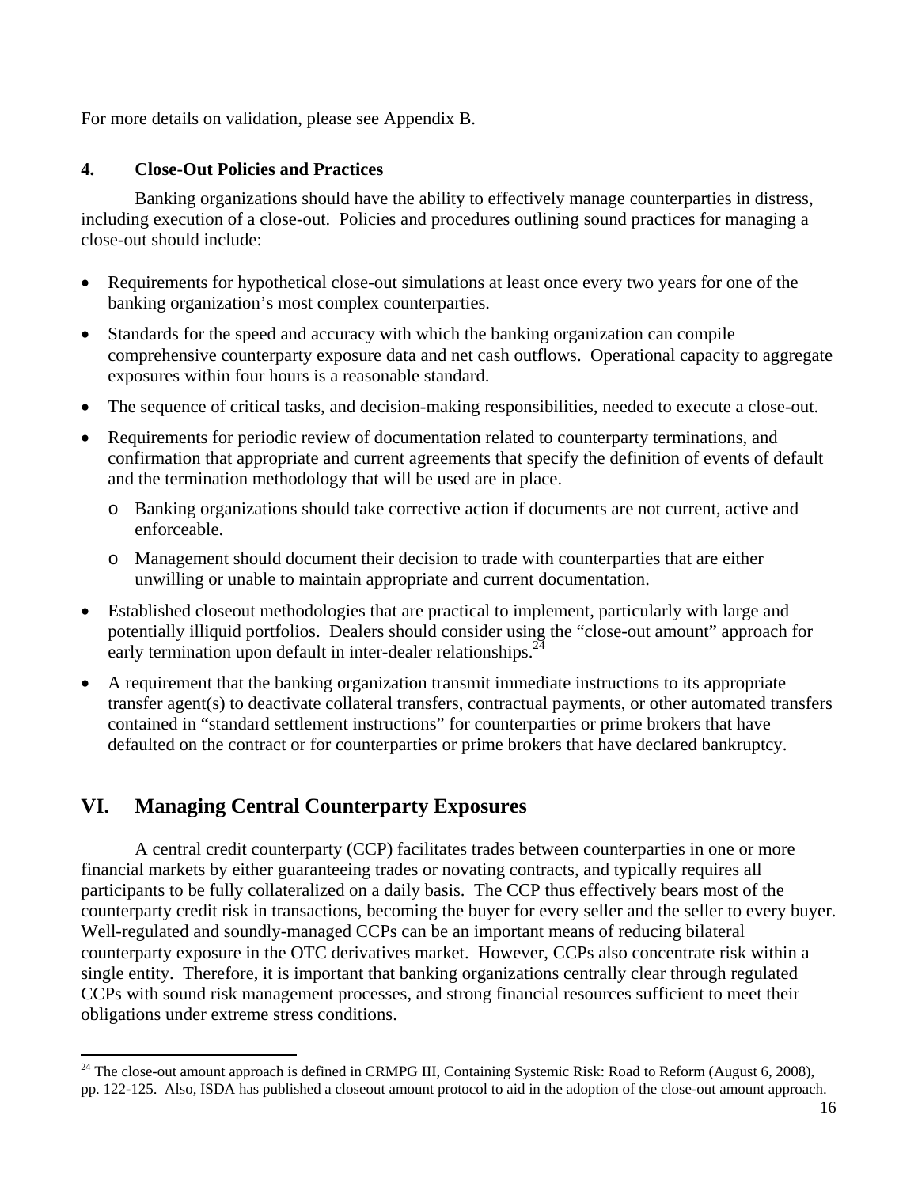For more details on validation, please see Appendix B.

### 4. Close-Out Policies and Practices

Banking organizations should have the ability to effectively manage counterparties in distress, including execution of a close-out. Policies and procedures outlining sound practices for managing a close-out should include:

- Requirements for hypothetical close-out simulations at least once every two years for one of the banking organization's most complex counterparties.
- Standards for the speed and accuracy with which the banking organization can compile comprehensive counterparty exposure data and net cash outflows. Operational capacity to aggregate exposures within four hours is a reasonable standard.
- The sequence of critical tasks, and decision-making responsibilities, needed to execute a close-out.
- Requirements for periodic review of documentation related to counterparty terminations, and confirmation that appropriate and current agreements that specify the definition of events of default and the termination methodology that will be used are in place.
  - Banking organizations should take corrective action if documents are not current, active and enforceable.
  - Management should document their decision to trade with counterparties that are either unwilling or unable to maintain appropriate and current documentation.
- Established closeout methodologies that are practical to implement, particularly with large and potentially illiquid portfolios. Dealers should consider using the "close-out amount" approach for early termination upon default in inter-dealer relationships.[24]
- A requirement that the banking organization transmit immediate instructions to its appropriate transfer agent(s) to deactivate collateral transfers, contractual payments, or other automated transfers contained in "standard settlement instructions" for counterparties or prime brokers that have defaulted on the contract or for counterparties or prime brokers that have declared bankruptcy.

## VI. Managing Central Counterparty Exposures

A central credit counterparty (CCP) facilitates trades between counterparties in one or more financial markets by either guaranteeing trades or novating contracts, and typically requires all participants to be fully collateralized on a daily basis. The CCP thus effectively bears most of the counterparty credit risk in transactions, becoming the buyer for every seller and the seller to every buyer. Well-regulated and soundly-managed CCPs can be an important means of reducing bilateral counterparty exposure in the OTC derivatives market. However, CCPs also concentrate risk within a single entity. Therefore, it is important that banking organizations centrally clear through regulated CCPs with sound risk management processes, and strong financial resources sufficient to meet their obligations under extreme stress conditions.

---

[24] The close-out amount approach is defined in CRMPG III, Containing Systemic Risk: Road to Reform (August 6, 2008), pp. 122-125. Also, ISDA has published a closeout amount protocol to aid in the adoption of the close-out amount approach.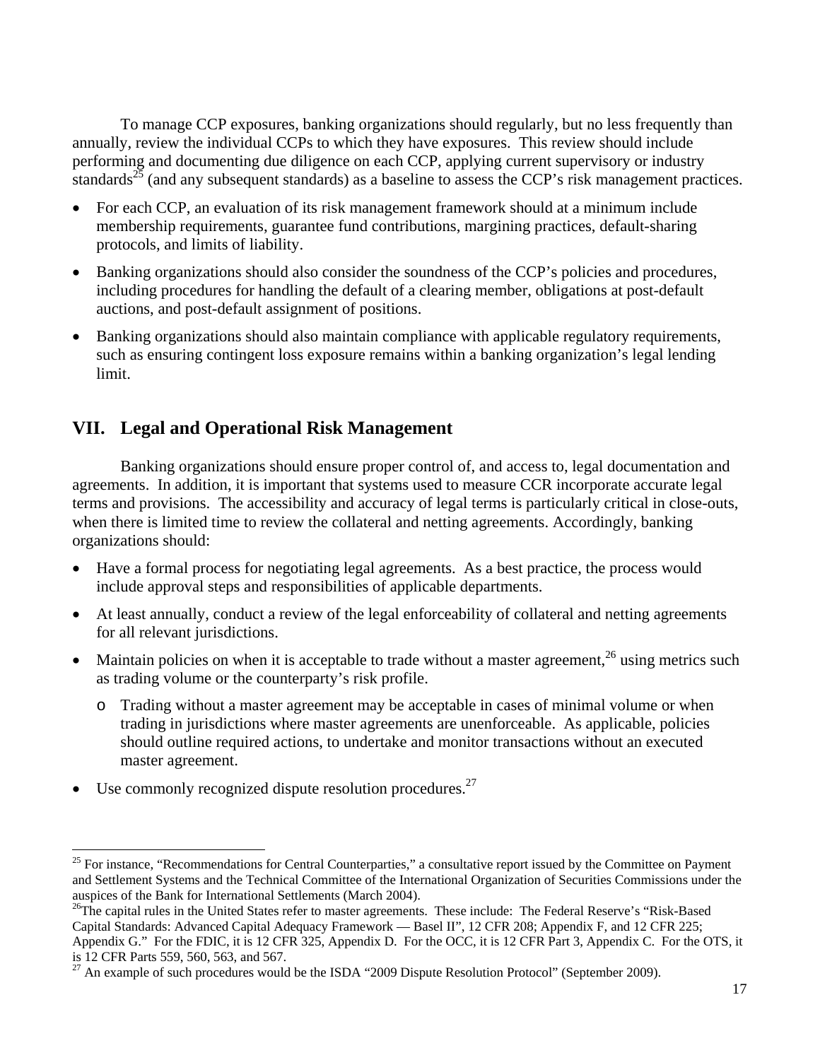To manage CCP exposures, banking organizations should regularly, but no less frequently than annually, review the individual CCPs to which they have exposures. This review should include performing and documenting due diligence on each CCP, applying current supervisory or industry standards[25] (and any subsequent standards) as a baseline to assess the CCP's risk management practices.

- For each CCP, an evaluation of its risk management framework should at a minimum include membership requirements, guarantee fund contributions, margining practices, default-sharing protocols, and limits of liability.
- Banking organizations should also consider the soundness of the CCP's policies and procedures, including procedures for handling the default of a clearing member, obligations at post-default auctions, and post-default assignment of positions.
- Banking organizations should also maintain compliance with applicable regulatory requirements, such as ensuring contingent loss exposure remains within a banking organization's legal lending limit.

## VII. Legal and Operational Risk Management

Banking organizations should ensure proper control of, and access to, legal documentation and agreements. In addition, it is important that systems used to measure CCR incorporate accurate legal terms and provisions. The accessibility and accuracy of legal terms is particularly critical in close-outs, when there is limited time to review the collateral and netting agreements. Accordingly, banking organizations should:

- Have a formal process for negotiating legal agreements. As a best practice, the process would include approval steps and responsibilities of applicable departments.
- At least annually, conduct a review of the legal enforceability of collateral and netting agreements for all relevant jurisdictions.
- Maintain policies on when it is acceptable to trade without a master agreement,[26] using metrics such as trading volume or the counterparty's risk profile.
  - Trading without a master agreement may be acceptable in cases of minimal volume or when trading in jurisdictions where master agreements are unenforceable. As applicable, policies should outline required actions, to undertake and monitor transactions without an executed master agreement.
- Use commonly recognized dispute resolution procedures.[27]

---

[25] For instance, "Recommendations for Central Counterparties," a consultative report issued by the Committee on Payment and Settlement Systems and the Technical Committee of the International Organization of Securities Commissions under the auspices of the Bank for International Settlements (March 2004).

[26] The capital rules in the United States refer to master agreements. These include: The Federal Reserve's "Risk-Based Capital Standards: Advanced Capital Adequacy Framework — Basel II", 12 CFR 208; Appendix F, and 12 CFR 225; Appendix G." For the FDIC, it is 12 CFR 325, Appendix D. For the OCC, it is 12 CFR Part 3, Appendix C. For the OTS, it is 12 CFR Parts 559, 560, 563, and 567.

[27] An example of such procedures would be the ISDA "2009 Dispute Resolution Protocol" (September 2009).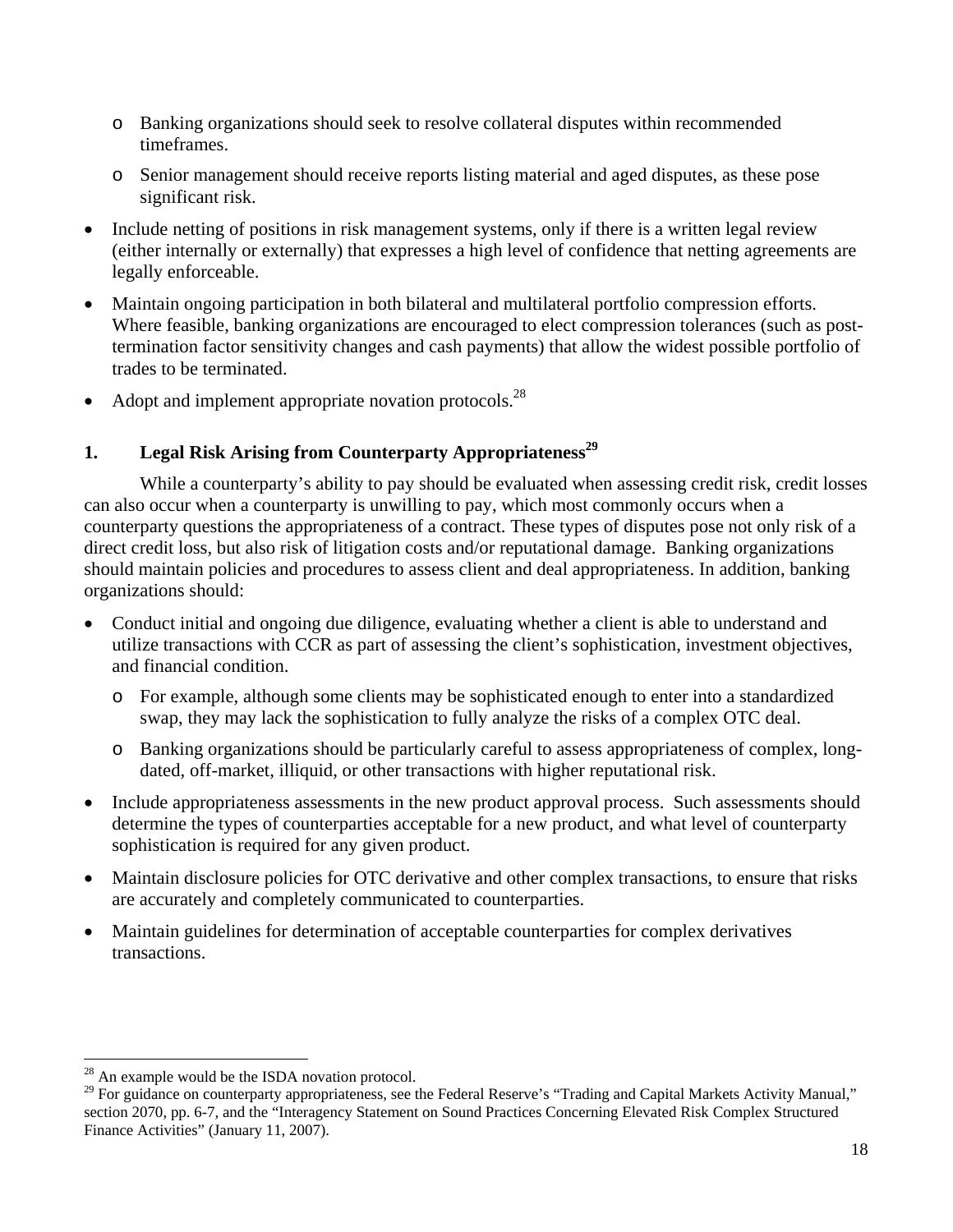- Banking organizations should seek to resolve collateral disputes within recommended timeframes.
  - Senior management should receive reports listing material and aged disputes, as these pose significant risk.

- Include netting of positions in risk management systems, only if there is a written legal review (either internally or externally) that expresses a high level of confidence that netting agreements are legally enforceable.

- Maintain ongoing participation in both bilateral and multilateral portfolio compression efforts. Where feasible, banking organizations are encouraged to elect compression tolerances (such as post-termination factor sensitivity changes and cash payments) that allow the widest possible portfolio of trades to be terminated.

- Adopt and implement appropriate novation protocols.[28]

### 1. Legal Risk Arising from Counterparty Appropriateness[29]

While a counterparty's ability to pay should be evaluated when assessing credit risk, credit losses can also occur when a counterparty is unwilling to pay, which most commonly occurs when a counterparty questions the appropriateness of a contract. These types of disputes pose not only risk of a direct credit loss, but also risk of litigation costs and/or reputational damage. Banking organizations should maintain policies and procedures to assess client and deal appropriateness. In addition, banking organizations should:

- Conduct initial and ongoing due diligence, evaluating whether a client is able to understand and utilize transactions with CCR as part of assessing the client's sophistication, investment objectives, and financial condition.
  - For example, although some clients may be sophisticated enough to enter into a standardized swap, they may lack the sophistication to fully analyze the risks of a complex OTC deal.
  - Banking organizations should be particularly careful to assess appropriateness of complex, long-dated, off-market, illiquid, or other transactions with higher reputational risk.

- Include appropriateness assessments in the new product approval process. Such assessments should determine the types of counterparties acceptable for a new product, and what level of counterparty sophistication is required for any given product.

- Maintain disclosure policies for OTC derivative and other complex transactions, to ensure that risks are accurately and completely communicated to counterparties.

- Maintain guidelines for determination of acceptable counterparties for complex derivatives transactions.

---

[28] An example would be the ISDA novation protocol.

[29] For guidance on counterparty appropriateness, see the Federal Reserve's "Trading and Capital Markets Activity Manual," section 2070, pp. 6-7, and the "Interagency Statement on Sound Practices Concerning Elevated Risk Complex Structured Finance Activities" (January 11, 2007).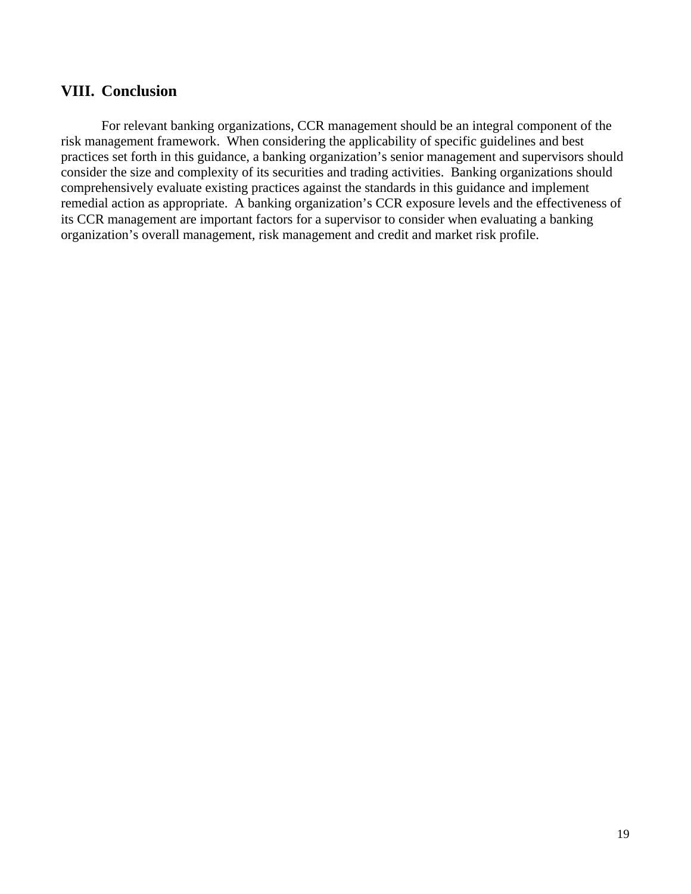## VIII. Conclusion

For relevant banking organizations, CCR management should be an integral component of the risk management framework. When considering the applicability of specific guidelines and best practices set forth in this guidance, a banking organization’s senior management and supervisors should consider the size and complexity of its securities and trading activities. Banking organizations should comprehensively evaluate existing practices against the standards in this guidance and implement remedial action as appropriate. A banking organization’s CCR exposure levels and the effectiveness of its CCR management are important factors for a supervisor to consider when evaluating a banking organization’s overall management, risk management and credit and market risk profile.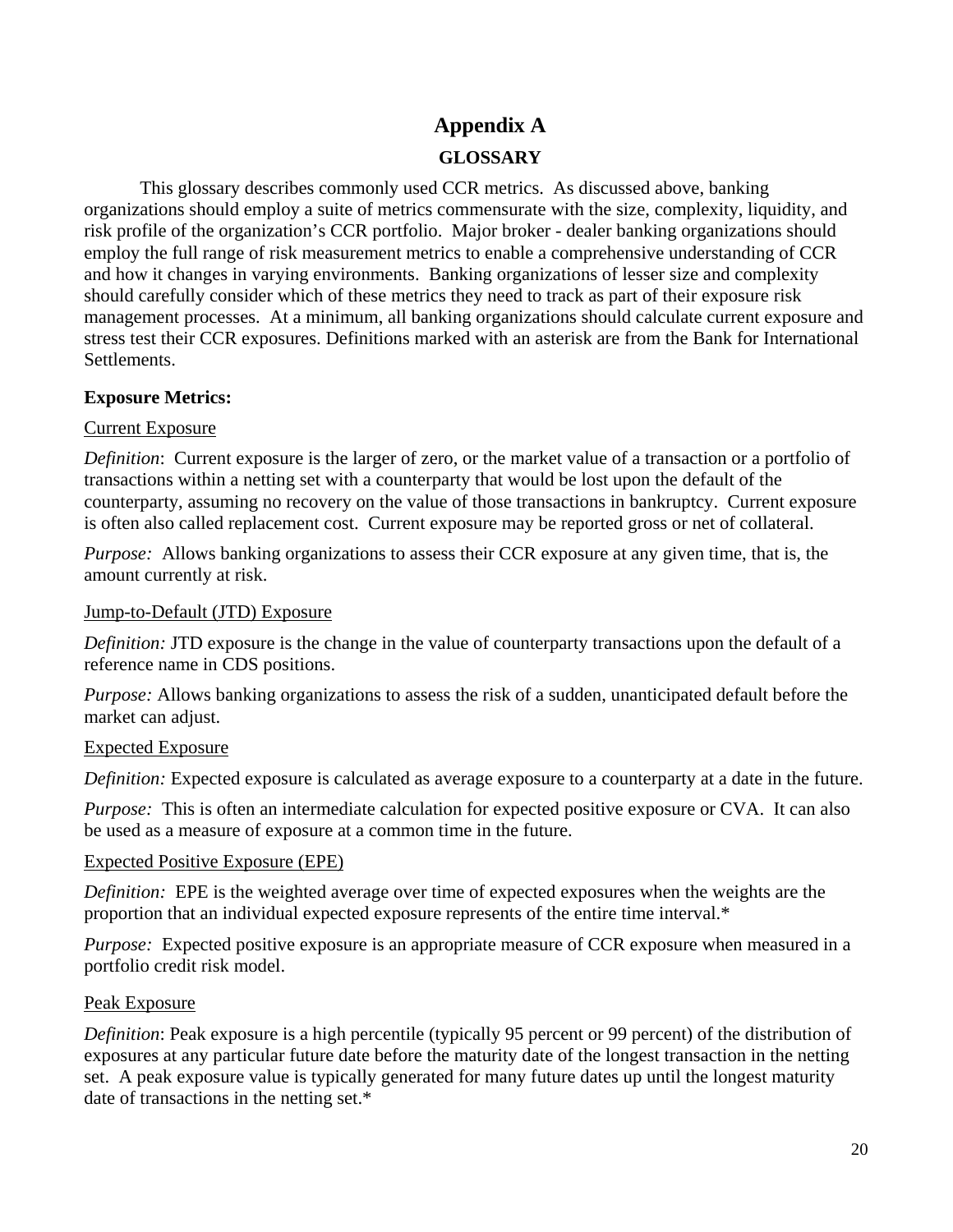# Appendix A

## GLOSSARY

This glossary describes commonly used CCR metrics. As discussed above, banking organizations should employ a suite of metrics commensurate with the size, complexity, liquidity, and risk profile of the organization's CCR portfolio. Major broker - dealer banking organizations should employ the full range of risk measurement metrics to enable a comprehensive understanding of CCR and how it changes in varying environments. Banking organizations of lesser size and complexity should carefully consider which of these metrics they need to track as part of their exposure risk management processes. At a minimum, all banking organizations should calculate current exposure and stress test their CCR exposures. Definitions marked with an asterisk are from the Bank for International Settlements.

**Exposure Metrics:**

<u>Current Exposure</u>

*Definition*: Current exposure is the larger of zero, or the market value of a transaction or a portfolio of transactions within a netting set with a counterparty that would be lost upon the default of the counterparty, assuming no recovery on the value of those transactions in bankruptcy. Current exposure is often also called replacement cost. Current exposure may be reported gross or net of collateral.

*Purpose:* Allows banking organizations to assess their CCR exposure at any given time, that is, the amount currently at risk.

<u>Jump-to-Default (JTD) Exposure</u>

*Definition:* JTD exposure is the change in the value of counterparty transactions upon the default of a reference name in CDS positions.

*Purpose:* Allows banking organizations to assess the risk of a sudden, unanticipated default before the market can adjust.

<u>Expected Exposure</u>

*Definition:* Expected exposure is calculated as average exposure to a counterparty at a date in the future.

*Purpose:* This is often an intermediate calculation for expected positive exposure or CVA. It can also be used as a measure of exposure at a common time in the future.

<u>Expected Positive Exposure (EPE)</u>

*Definition:* EPE is the weighted average over time of expected exposures when the weights are the proportion that an individual expected exposure represents of the entire time interval.*

*Purpose:* Expected positive exposure is an appropriate measure of CCR exposure when measured in a portfolio credit risk model.

<u>Peak Exposure</u>

*Definition*: Peak exposure is a high percentile (typically 95 percent or 99 percent) of the distribution of exposures at any particular future date before the maturity date of the longest transaction in the netting set. A peak exposure value is typically generated for many future dates up until the longest maturity date of transactions in the netting set.*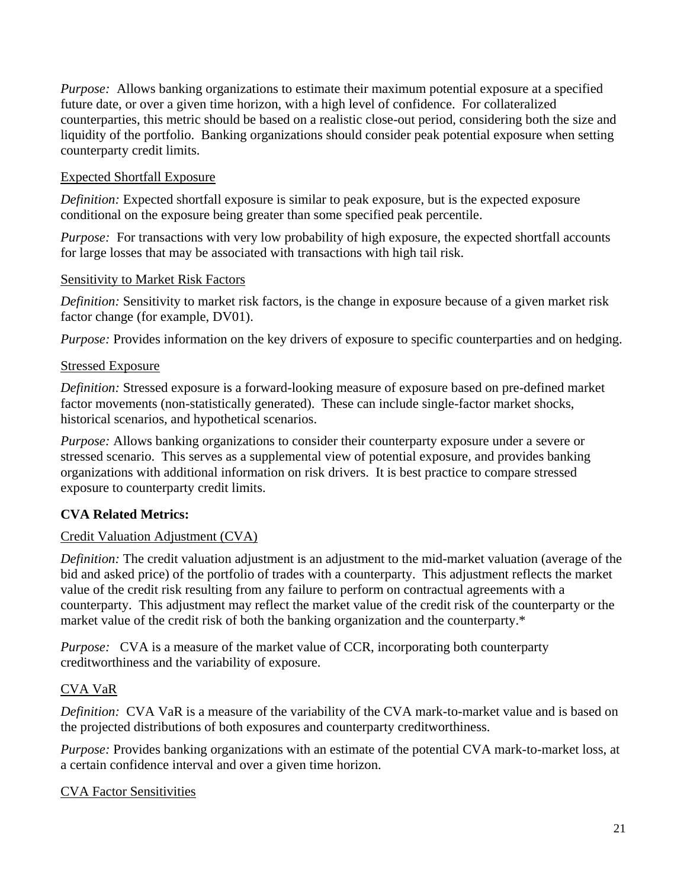*Purpose:* Allows banking organizations to estimate their maximum potential exposure at a specified future date, or over a given time horizon, with a high level of confidence. For collateralized counterparties, this metric should be based on a realistic close-out period, considering both the size and liquidity of the portfolio. Banking organizations should consider peak potential exposure when setting counterparty credit limits.

Expected Shortfall Exposure

*Definition:* Expected shortfall exposure is similar to peak exposure, but is the expected exposure conditional on the exposure being greater than some specified peak percentile.

*Purpose:* For transactions with very low probability of high exposure, the expected shortfall accounts for large losses that may be associated with transactions with high tail risk.

Sensitivity to Market Risk Factors

*Definition:* Sensitivity to market risk factors, is the change in exposure because of a given market risk factor change (for example, DV01).

*Purpose:* Provides information on the key drivers of exposure to specific counterparties and on hedging.

Stressed Exposure

*Definition:* Stressed exposure is a forward-looking measure of exposure based on pre-defined market factor movements (non-statistically generated). These can include single-factor market shocks, historical scenarios, and hypothetical scenarios.

*Purpose:* Allows banking organizations to consider their counterparty exposure under a severe or stressed scenario. This serves as a supplemental view of potential exposure, and provides banking organizations with additional information on risk drivers. It is best practice to compare stressed exposure to counterparty credit limits.

**CVA Related Metrics:**

Credit Valuation Adjustment (CVA)

*Definition:* The credit valuation adjustment is an adjustment to the mid-market valuation (average of the bid and asked price) of the portfolio of trades with a counterparty. This adjustment reflects the market value of the credit risk resulting from any failure to perform on contractual agreements with a counterparty. This adjustment may reflect the market value of the credit risk of the counterparty or the market value of the credit risk of both the banking organization and the counterparty.*

*Purpose:* CVA is a measure of the market value of CCR, incorporating both counterparty creditworthiness and the variability of exposure.

CVA VaR

*Definition:* CVA VaR is a measure of the variability of the CVA mark-to-market value and is based on the projected distributions of both exposures and counterparty creditworthiness.

*Purpose:* Provides banking organizations with an estimate of the potential CVA mark-to-market loss, at a certain confidence interval and over a given time horizon.

CVA Factor Sensitivities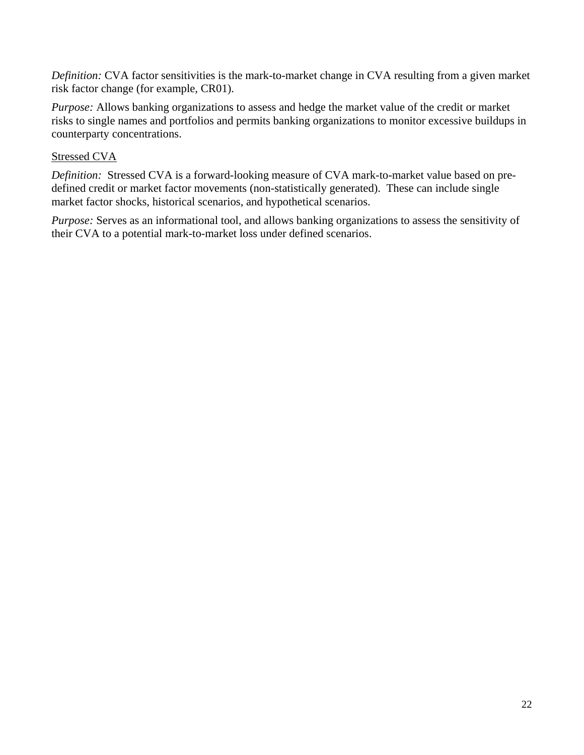*Definition:* CVA factor sensitivities is the mark-to-market change in CVA resulting from a given market risk factor change (for example, CR01).

*Purpose:* Allows banking organizations to assess and hedge the market value of the credit or market risks to single names and portfolios and permits banking organizations to monitor excessive buildups in counterparty concentrations.

<u>Stressed CVA</u>

*Definition:* Stressed CVA is a forward-looking measure of CVA mark-to-market value based on pre-defined credit or market factor movements (non-statistically generated). These can include single market factor shocks, historical scenarios, and hypothetical scenarios.

*Purpose:* Serves as an informational tool, and allows banking organizations to assess the sensitivity of their CVA to a potential mark-to-market loss under defined scenarios.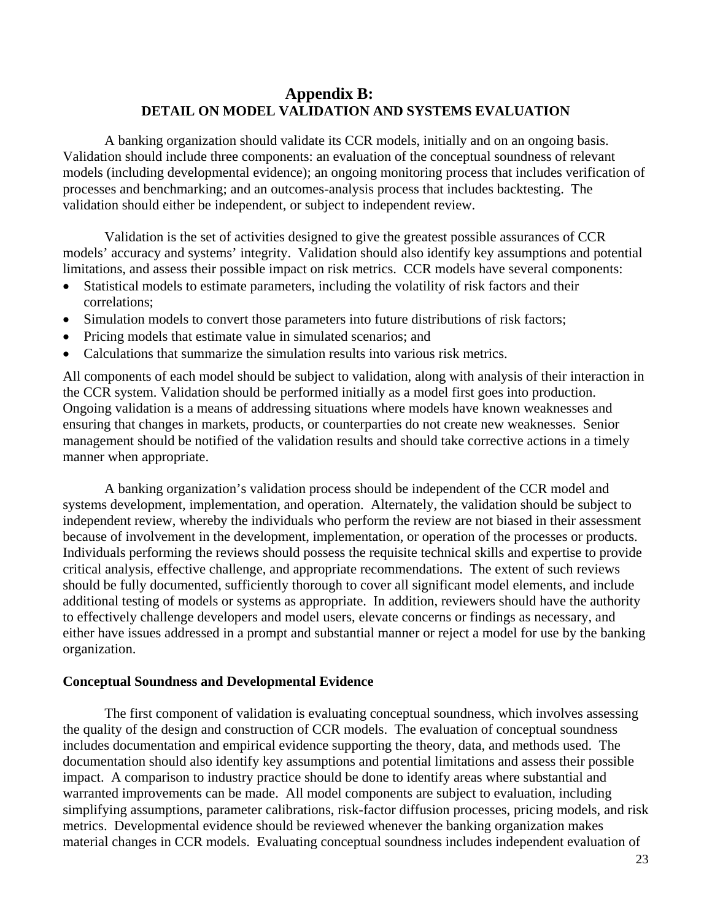# Appendix B:
## DETAIL ON MODEL VALIDATION AND SYSTEMS EVALUATION

A banking organization should validate its CCR models, initially and on an ongoing basis. Validation should include three components: an evaluation of the conceptual soundness of relevant models (including developmental evidence); an ongoing monitoring process that includes verification of processes and benchmarking; and an outcomes-analysis process that includes backtesting. The validation should either be independent, or subject to independent review.

Validation is the set of activities designed to give the greatest possible assurances of CCR models' accuracy and systems' integrity. Validation should also identify key assumptions and potential limitations, and assess their possible impact on risk metrics. CCR models have several components:

- Statistical models to estimate parameters, including the volatility of risk factors and their correlations;
- Simulation models to convert those parameters into future distributions of risk factors;
- Pricing models that estimate value in simulated scenarios; and
- Calculations that summarize the simulation results into various risk metrics.

All components of each model should be subject to validation, along with analysis of their interaction in the CCR system. Validation should be performed initially as a model first goes into production. Ongoing validation is a means of addressing situations where models have known weaknesses and ensuring that changes in markets, products, or counterparties do not create new weaknesses. Senior management should be notified of the validation results and should take corrective actions in a timely manner when appropriate.

A banking organization's validation process should be independent of the CCR model and systems development, implementation, and operation. Alternately, the validation should be subject to independent review, whereby the individuals who perform the review are not biased in their assessment because of involvement in the development, implementation, or operation of the processes or products. Individuals performing the reviews should possess the requisite technical skills and expertise to provide critical analysis, effective challenge, and appropriate recommendations. The extent of such reviews should be fully documented, sufficiently thorough to cover all significant model elements, and include additional testing of models or systems as appropriate. In addition, reviewers should have the authority to effectively challenge developers and model users, elevate concerns or findings as necessary, and either have issues addressed in a prompt and substantial manner or reject a model for use by the banking organization.

### Conceptual Soundness and Developmental Evidence

The first component of validation is evaluating conceptual soundness, which involves assessing the quality of the design and construction of CCR models. The evaluation of conceptual soundness includes documentation and empirical evidence supporting the theory, data, and methods used. The documentation should also identify key assumptions and potential limitations and assess their possible impact. A comparison to industry practice should be done to identify areas where substantial and warranted improvements can be made. All model components are subject to evaluation, including simplifying assumptions, parameter calibrations, risk-factor diffusion processes, pricing models, and risk metrics. Developmental evidence should be reviewed whenever the banking organization makes material changes in CCR models. Evaluating conceptual soundness includes independent evaluation of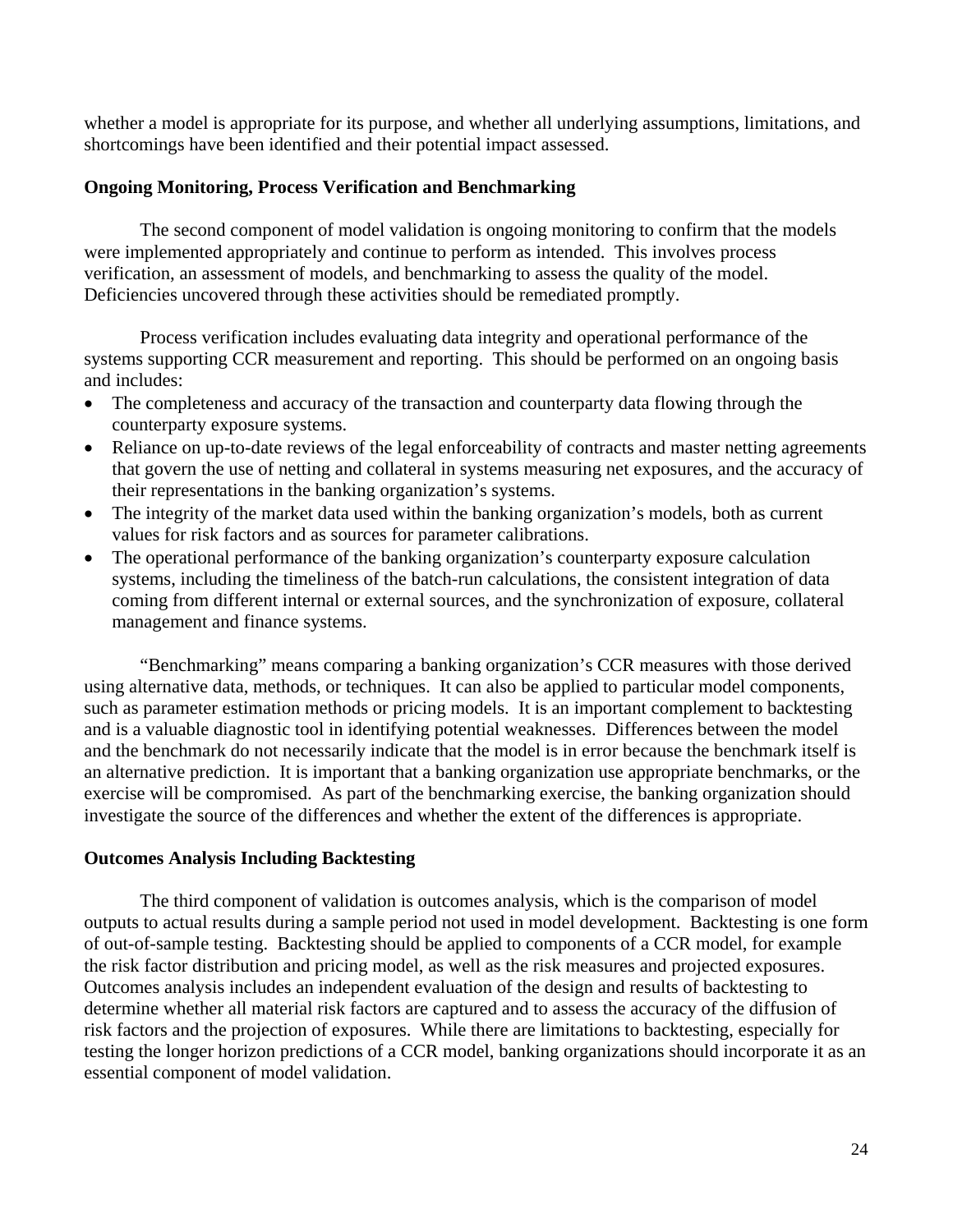whether a model is appropriate for its purpose, and whether all underlying assumptions, limitations, and shortcomings have been identified and their potential impact assessed.

**Ongoing Monitoring, Process Verification and Benchmarking**

The second component of model validation is ongoing monitoring to confirm that the models were implemented appropriately and continue to perform as intended. This involves process verification, an assessment of models, and benchmarking to assess the quality of the model. Deficiencies uncovered through these activities should be remediated promptly.

Process verification includes evaluating data integrity and operational performance of the systems supporting CCR measurement and reporting. This should be performed on an ongoing basis and includes:

- The completeness and accuracy of the transaction and counterparty data flowing through the counterparty exposure systems.
- Reliance on up-to-date reviews of the legal enforceability of contracts and master netting agreements that govern the use of netting and collateral in systems measuring net exposures, and the accuracy of their representations in the banking organization's systems.
- The integrity of the market data used within the banking organization's models, both as current values for risk factors and as sources for parameter calibrations.
- The operational performance of the banking organization's counterparty exposure calculation systems, including the timeliness of the batch-run calculations, the consistent integration of data coming from different internal or external sources, and the synchronization of exposure, collateral management and finance systems.

"Benchmarking" means comparing a banking organization's CCR measures with those derived using alternative data, methods, or techniques. It can also be applied to particular model components, such as parameter estimation methods or pricing models. It is an important complement to backtesting and is a valuable diagnostic tool in identifying potential weaknesses. Differences between the model and the benchmark do not necessarily indicate that the model is in error because the benchmark itself is an alternative prediction. It is important that a banking organization use appropriate benchmarks, or the exercise will be compromised. As part of the benchmarking exercise, the banking organization should investigate the source of the differences and whether the extent of the differences is appropriate.

**Outcomes Analysis Including Backtesting**

The third component of validation is outcomes analysis, which is the comparison of model outputs to actual results during a sample period not used in model development. Backtesting is one form of out-of-sample testing. Backtesting should be applied to components of a CCR model, for example the risk factor distribution and pricing model, as well as the risk measures and projected exposures. Outcomes analysis includes an independent evaluation of the design and results of backtesting to determine whether all material risk factors are captured and to assess the accuracy of the diffusion of risk factors and the projection of exposures. While there are limitations to backtesting, especially for testing the longer horizon predictions of a CCR model, banking organizations should incorporate it as an essential component of model validation.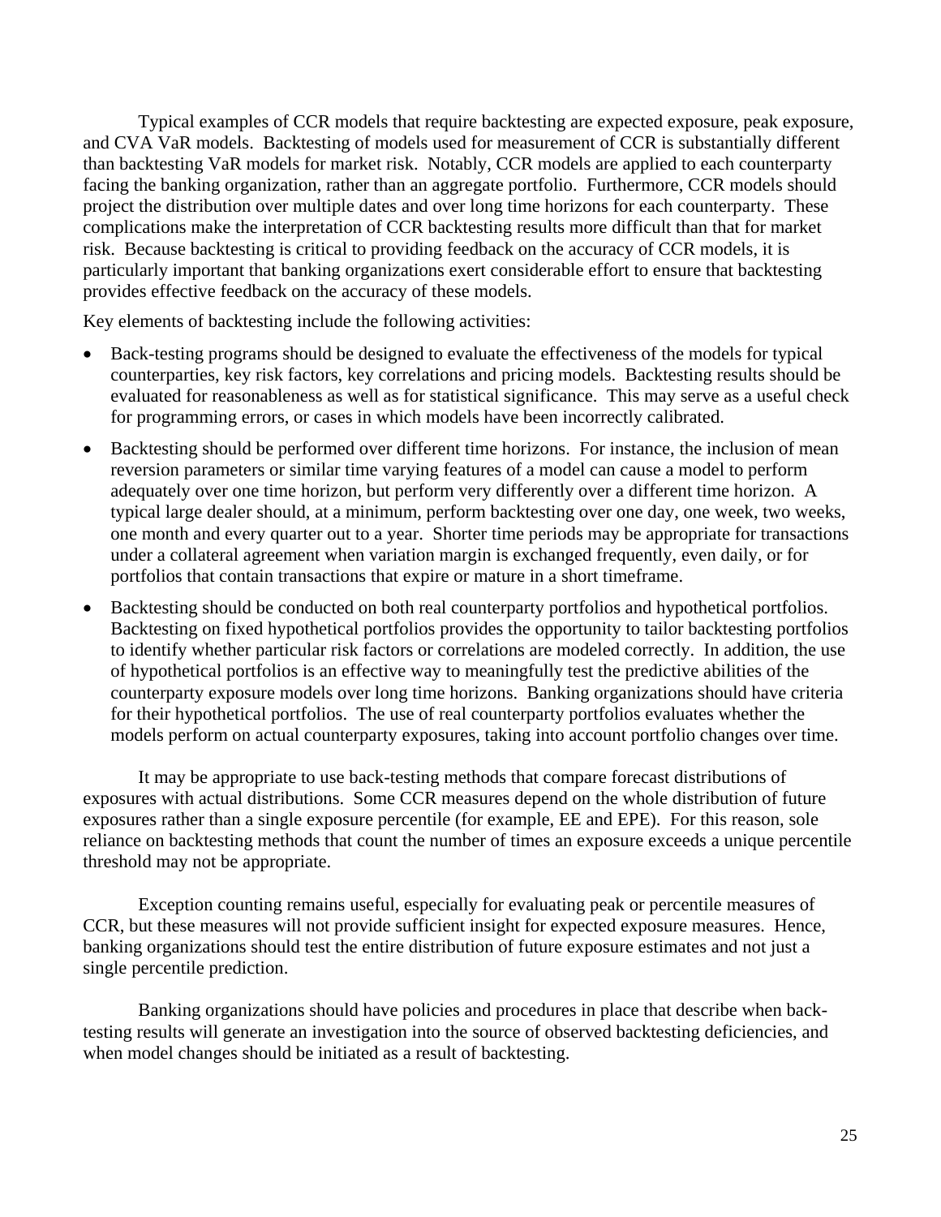Typical examples of CCR models that require backtesting are expected exposure, peak exposure, and CVA VaR models. Backtesting of models used for measurement of CCR is substantially different than backtesting VaR models for market risk. Notably, CCR models are applied to each counterparty facing the banking organization, rather than an aggregate portfolio. Furthermore, CCR models should project the distribution over multiple dates and over long time horizons for each counterparty. These complications make the interpretation of CCR backtesting results more difficult than that for market risk. Because backtesting is critical to providing feedback on the accuracy of CCR models, it is particularly important that banking organizations exert considerable effort to ensure that backtesting provides effective feedback on the accuracy of these models.

Key elements of backtesting include the following activities:

- Back-testing programs should be designed to evaluate the effectiveness of the models for typical counterparties, key risk factors, key correlations and pricing models. Backtesting results should be evaluated for reasonableness as well as for statistical significance. This may serve as a useful check for programming errors, or cases in which models have been incorrectly calibrated.
- Backtesting should be performed over different time horizons. For instance, the inclusion of mean reversion parameters or similar time varying features of a model can cause a model to perform adequately over one time horizon, but perform very differently over a different time horizon. A typical large dealer should, at a minimum, perform backtesting over one day, one week, two weeks, one month and every quarter out to a year. Shorter time periods may be appropriate for transactions under a collateral agreement when variation margin is exchanged frequently, even daily, or for portfolios that contain transactions that expire or mature in a short timeframe.
- Backtesting should be conducted on both real counterparty portfolios and hypothetical portfolios. Backtesting on fixed hypothetical portfolios provides the opportunity to tailor backtesting portfolios to identify whether particular risk factors or correlations are modeled correctly. In addition, the use of hypothetical portfolios is an effective way to meaningfully test the predictive abilities of the counterparty exposure models over long time horizons. Banking organizations should have criteria for their hypothetical portfolios. The use of real counterparty portfolios evaluates whether the models perform on actual counterparty exposures, taking into account portfolio changes over time.

It may be appropriate to use back-testing methods that compare forecast distributions of exposures with actual distributions. Some CCR measures depend on the whole distribution of future exposures rather than a single exposure percentile (for example, EE and EPE). For this reason, sole reliance on backtesting methods that count the number of times an exposure exceeds a unique percentile threshold may not be appropriate.

Exception counting remains useful, especially for evaluating peak or percentile measures of CCR, but these measures will not provide sufficient insight for expected exposure measures. Hence, banking organizations should test the entire distribution of future exposure estimates and not just a single percentile prediction.

Banking organizations should have policies and procedures in place that describe when back-testing results will generate an investigation into the source of observed backtesting deficiencies, and when model changes should be initiated as a result of backtesting.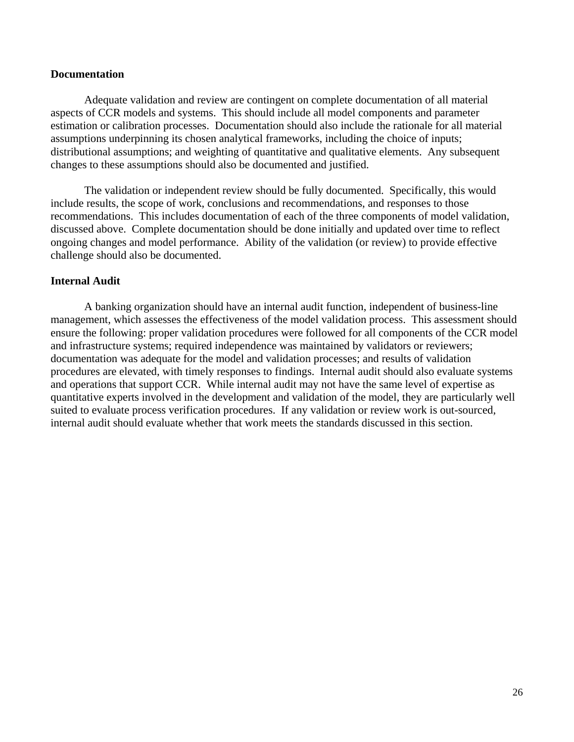**Documentation**

Adequate validation and review are contingent on complete documentation of all material aspects of CCR models and systems. This should include all model components and parameter estimation or calibration processes. Documentation should also include the rationale for all material assumptions underpinning its chosen analytical frameworks, including the choice of inputs; distributional assumptions; and weighting of quantitative and qualitative elements. Any subsequent changes to these assumptions should also be documented and justified.

The validation or independent review should be fully documented. Specifically, this would include results, the scope of work, conclusions and recommendations, and responses to those recommendations. This includes documentation of each of the three components of model validation, discussed above. Complete documentation should be done initially and updated over time to reflect ongoing changes and model performance. Ability of the validation (or review) to provide effective challenge should also be documented.

**Internal Audit**

A banking organization should have an internal audit function, independent of business-line management, which assesses the effectiveness of the model validation process. This assessment should ensure the following: proper validation procedures were followed for all components of the CCR model and infrastructure systems; required independence was maintained by validators or reviewers; documentation was adequate for the model and validation processes; and results of validation procedures are elevated, with timely responses to findings. Internal audit should also evaluate systems and operations that support CCR. While internal audit may not have the same level of expertise as quantitative experts involved in the development and validation of the model, they are particularly well suited to evaluate process verification procedures. If any validation or review work is out-sourced, internal audit should evaluate whether that work meets the standards discussed in this section.